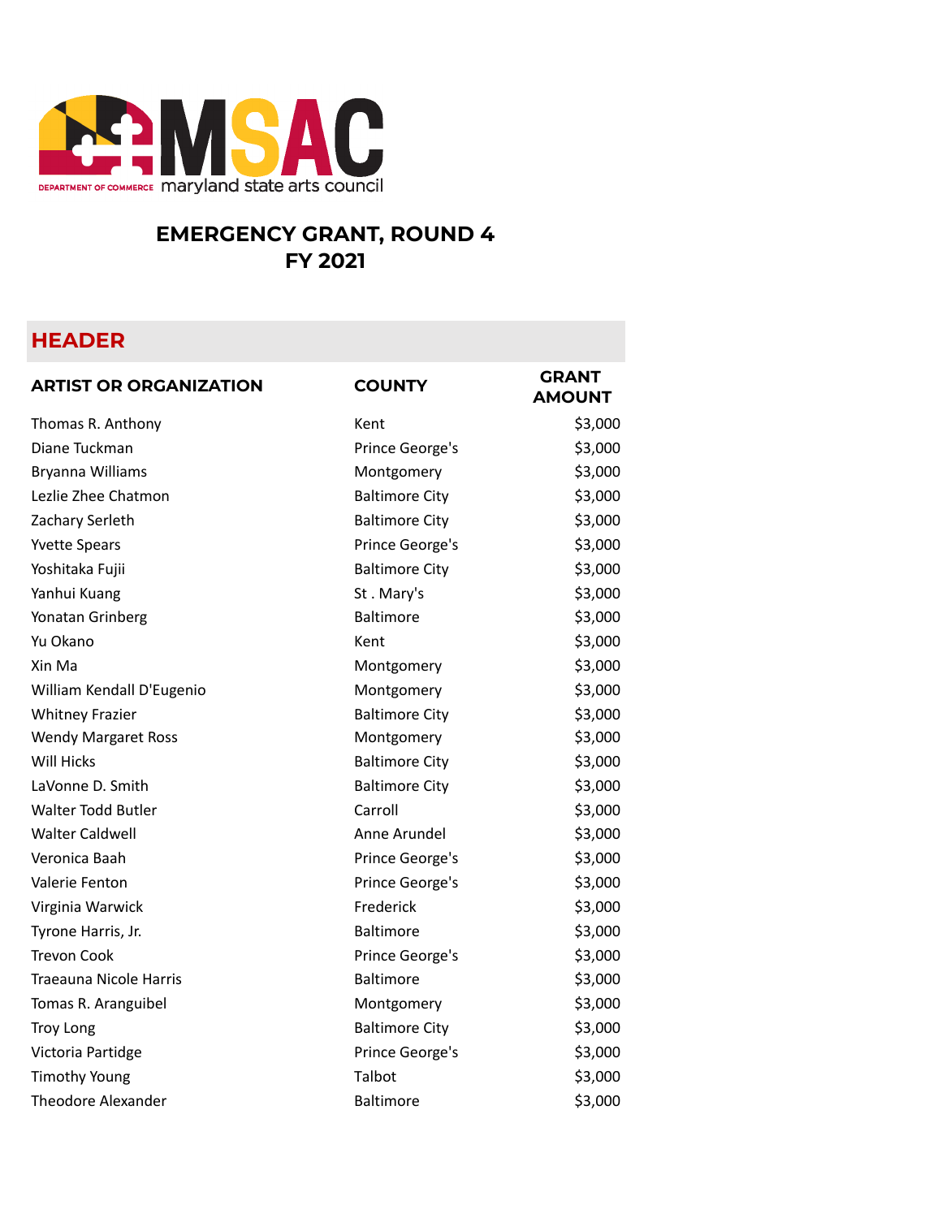maryland state arts council

DEPARTMENT OF COMMERCE

# EMERGENCY GRANT, ROUND 4
# FY 2021

## HEADER

| ARTIST OR ORGANIZATION | COUNTY | GRANT AMOUNT |
|---|---|---|
| Thomas R. Anthony | Kent | $3,000 |
| Diane Tuckman | Prince George's | $3,000 |
| Bryanna Williams | Montgomery | $3,000 |
| Lezlie Zhee Chatmon | Baltimore City | $3,000 |
| Zachary Serleth | Baltimore City | $3,000 |
| Yvette Spears | Prince George's | $3,000 |
| Yoshitaka Fujii | Baltimore City | $3,000 |
| Yanhui Kuang | St . Mary's | $3,000 |
| Yonatan Grinberg | Baltimore | $3,000 |
| Yu Okano | Kent | $3,000 |
| Xin Ma | Montgomery | $3,000 |
| William Kendall D'Eugenio | Montgomery | $3,000 |
| Whitney Frazier | Baltimore City | $3,000 |
| Wendy Margaret Ross | Montgomery | $3,000 |
| Will Hicks | Baltimore City | $3,000 |
| LaVonne D. Smith | Baltimore City | $3,000 |
| Walter Todd Butler | Carroll | $3,000 |
| Walter Caldwell | Anne Arundel | $3,000 |
| Veronica Baah | Prince George's | $3,000 |
| Valerie Fenton | Prince George's | $3,000 |
| Virginia Warwick | Frederick | $3,000 |
| Tyrone Harris, Jr. | Baltimore | $3,000 |
| Trevon Cook | Prince George's | $3,000 |
| Traeauna Nicole Harris | Baltimore | $3,000 |
| Tomas R. Aranguibel | Montgomery | $3,000 |
| Troy Long | Baltimore City | $3,000 |
| Victoria Partidge | Prince George's | $3,000 |
| Timothy Young | Talbot | $3,000 |
| Theodore Alexander | Baltimore | $3,000 |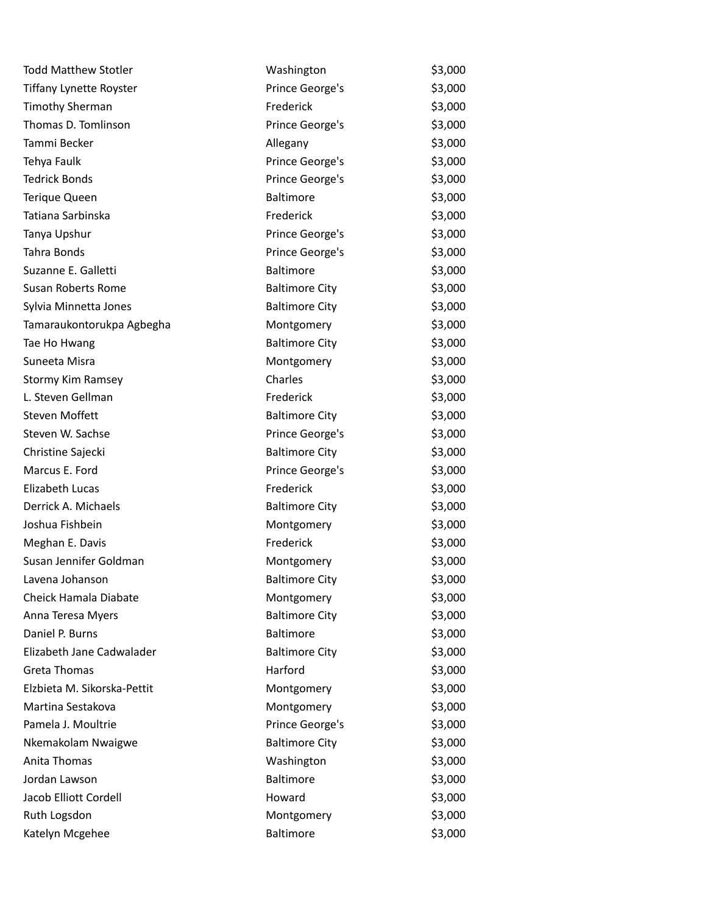| | | |
|---|---|---|
| Todd Matthew Stotler | Washington | $3,000 |
| Tiffany Lynette Royster | Prince George's | $3,000 |
| Timothy Sherman | Frederick | $3,000 |
| Thomas D. Tomlinson | Prince George's | $3,000 |
| Tammi Becker | Allegany | $3,000 |
| Tehya Faulk | Prince George's | $3,000 |
| Tedrick Bonds | Prince George's | $3,000 |
| Terique Queen | Baltimore | $3,000 |
| Tatiana Sarbinska | Frederick | $3,000 |
| Tanya Upshur | Prince George's | $3,000 |
| Tahra Bonds | Prince George's | $3,000 |
| Suzanne E. Galletti | Baltimore | $3,000 |
| Susan Roberts Rome | Baltimore City | $3,000 |
| Sylvia Minnetta Jones | Baltimore City | $3,000 |
| Tamaraukontorukpa Agbegha | Montgomery | $3,000 |
| Tae Ho Hwang | Baltimore City | $3,000 |
| Suneeta Misra | Montgomery | $3,000 |
| Stormy Kim Ramsey | Charles | $3,000 |
| L. Steven Gellman | Frederick | $3,000 |
| Steven Moffett | Baltimore City | $3,000 |
| Steven W. Sachse | Prince George's | $3,000 |
| Christine Sajecki | Baltimore City | $3,000 |
| Marcus E. Ford | Prince George's | $3,000 |
| Elizabeth Lucas | Frederick | $3,000 |
| Derrick A. Michaels | Baltimore City | $3,000 |
| Joshua Fishbein | Montgomery | $3,000 |
| Meghan E. Davis | Frederick | $3,000 |
| Susan Jennifer Goldman | Montgomery | $3,000 |
| Lavena Johanson | Baltimore City | $3,000 |
| Cheick Hamala Diabate | Montgomery | $3,000 |
| Anna Teresa Myers | Baltimore City | $3,000 |
| Daniel P. Burns | Baltimore | $3,000 |
| Elizabeth Jane Cadwalader | Baltimore City | $3,000 |
| Greta Thomas | Harford | $3,000 |
| Elzbieta M. Sikorska-Pettit | Montgomery | $3,000 |
| Martina Sestakova | Montgomery | $3,000 |
| Pamela J. Moultrie | Prince George's | $3,000 |
| Nkemakolam Nwaigwe | Baltimore City | $3,000 |
| Anita Thomas | Washington | $3,000 |
| Jordan Lawson | Baltimore | $3,000 |
| Jacob Elliott Cordell | Howard | $3,000 |
| Ruth Logsdon | Montgomery | $3,000 |
| Katelyn Mcgehee | Baltimore | $3,000 |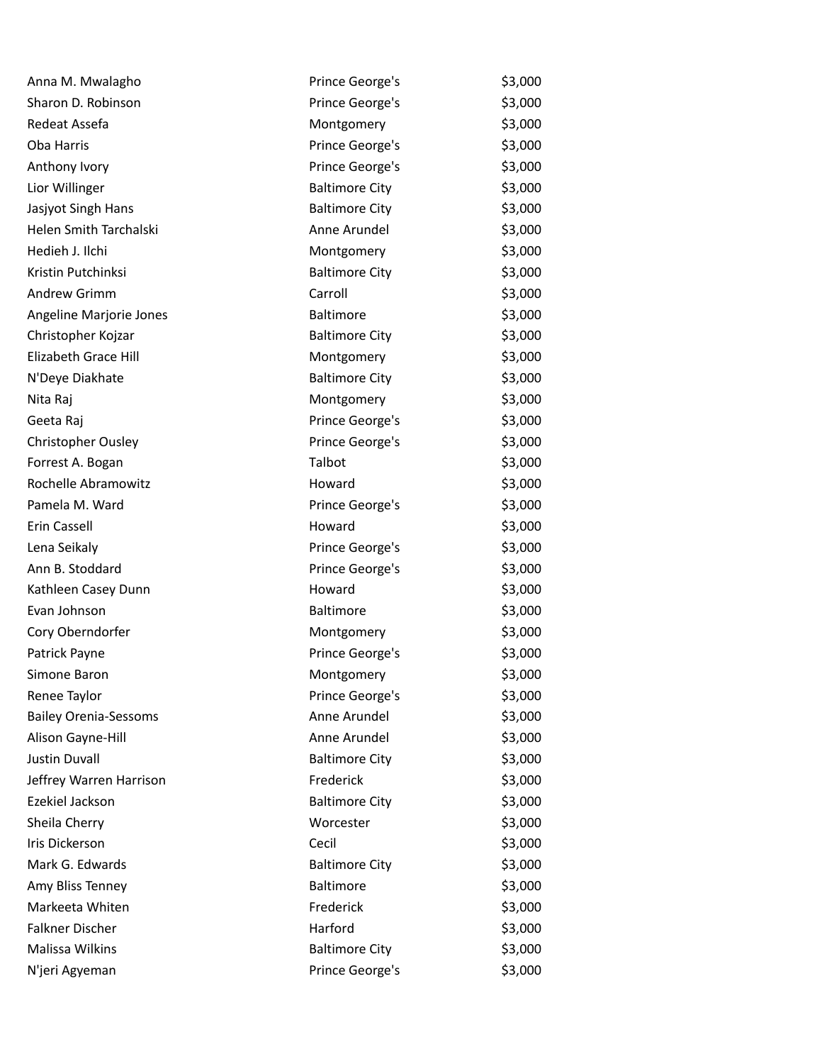| | | |
|---|---|---|
| Anna M. Mwalagho | Prince George's | $3,000 |
| Sharon D. Robinson | Prince George's | $3,000 |
| Redeat Assefa | Montgomery | $3,000 |
| Oba Harris | Prince George's | $3,000 |
| Anthony Ivory | Prince George's | $3,000 |
| Lior Willinger | Baltimore City | $3,000 |
| Jasjyot Singh Hans | Baltimore City | $3,000 |
| Helen Smith Tarchalski | Anne Arundel | $3,000 |
| Hedieh J. Ilchi | Montgomery | $3,000 |
| Kristin Putchinksi | Baltimore City | $3,000 |
| Andrew Grimm | Carroll | $3,000 |
| Angeline Marjorie Jones | Baltimore | $3,000 |
| Christopher Kojzar | Baltimore City | $3,000 |
| Elizabeth Grace Hill | Montgomery | $3,000 |
| N'Deye Diakhate | Baltimore City | $3,000 |
| Nita Raj | Montgomery | $3,000 |
| Geeta Raj | Prince George's | $3,000 |
| Christopher Ousley | Prince George's | $3,000 |
| Forrest A. Bogan | Talbot | $3,000 |
| Rochelle Abramowitz | Howard | $3,000 |
| Pamela M. Ward | Prince George's | $3,000 |
| Erin Cassell | Howard | $3,000 |
| Lena Seikaly | Prince George's | $3,000 |
| Ann B. Stoddard | Prince George's | $3,000 |
| Kathleen Casey Dunn | Howard | $3,000 |
| Evan Johnson | Baltimore | $3,000 |
| Cory Oberndorfer | Montgomery | $3,000 |
| Patrick Payne | Prince George's | $3,000 |
| Simone Baron | Montgomery | $3,000 |
| Renee Taylor | Prince George's | $3,000 |
| Bailey Orenia-Sessoms | Anne Arundel | $3,000 |
| Alison Gayne-Hill | Anne Arundel | $3,000 |
| Justin Duvall | Baltimore City | $3,000 |
| Jeffrey Warren Harrison | Frederick | $3,000 |
| Ezekiel Jackson | Baltimore City | $3,000 |
| Sheila Cherry | Worcester | $3,000 |
| Iris Dickerson | Cecil | $3,000 |
| Mark G. Edwards | Baltimore City | $3,000 |
| Amy Bliss Tenney | Baltimore | $3,000 |
| Markeeta Whiten | Frederick | $3,000 |
| Falkner Discher | Harford | $3,000 |
| Malissa Wilkins | Baltimore City | $3,000 |
| N'jeri Agyeman | Prince George's | $3,000 |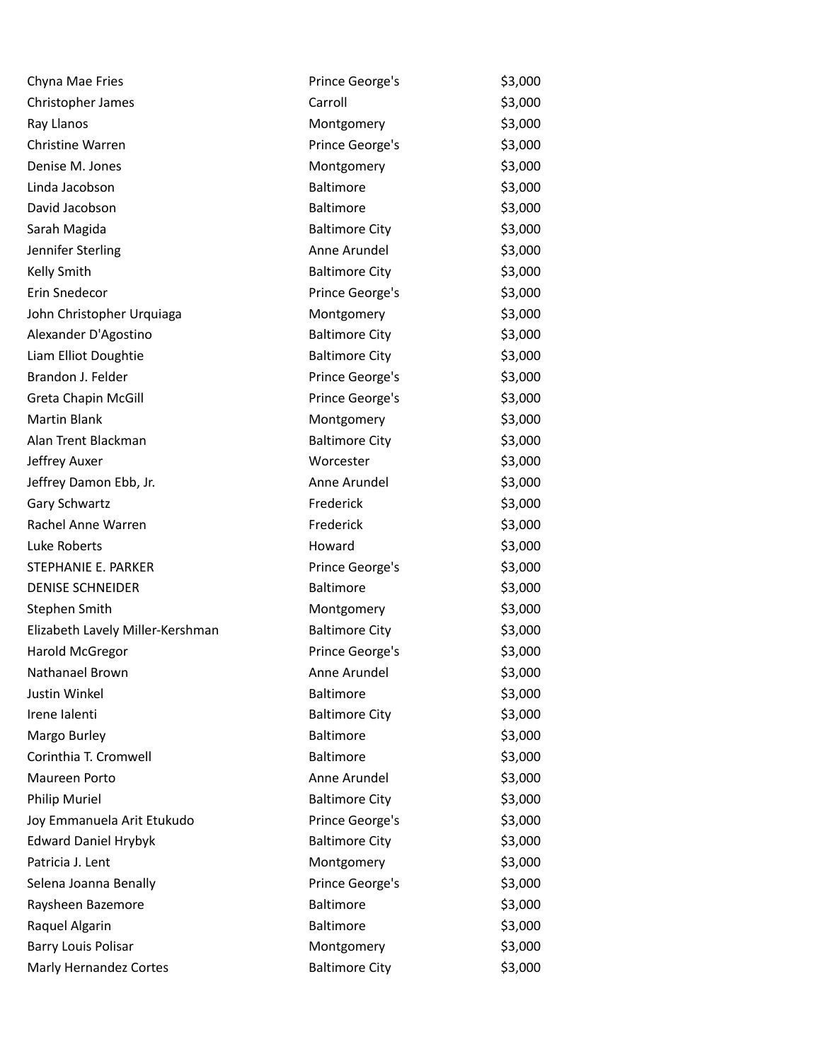| | | |
|---|---|---|
| Chyna Mae Fries | Prince George's | $3,000 |
| Christopher James | Carroll | $3,000 |
| Ray Llanos | Montgomery | $3,000 |
| Christine Warren | Prince George's | $3,000 |
| Denise M. Jones | Montgomery | $3,000 |
| Linda Jacobson | Baltimore | $3,000 |
| David Jacobson | Baltimore | $3,000 |
| Sarah Magida | Baltimore City | $3,000 |
| Jennifer Sterling | Anne Arundel | $3,000 |
| Kelly Smith | Baltimore City | $3,000 |
| Erin Snedecor | Prince George's | $3,000 |
| John Christopher Urquiaga | Montgomery | $3,000 |
| Alexander D'Agostino | Baltimore City | $3,000 |
| Liam Elliot Doughtie | Baltimore City | $3,000 |
| Brandon J. Felder | Prince George's | $3,000 |
| Greta Chapin McGill | Prince George's | $3,000 |
| Martin Blank | Montgomery | $3,000 |
| Alan Trent Blackman | Baltimore City | $3,000 |
| Jeffrey Auxer | Worcester | $3,000 |
| Jeffrey Damon Ebb, Jr. | Anne Arundel | $3,000 |
| Gary Schwartz | Frederick | $3,000 |
| Rachel Anne Warren | Frederick | $3,000 |
| Luke Roberts | Howard | $3,000 |
| STEPHANIE E. PARKER | Prince George's | $3,000 |
| DENISE SCHNEIDER | Baltimore | $3,000 |
| Stephen Smith | Montgomery | $3,000 |
| Elizabeth Lavely Miller-Kershman | Baltimore City | $3,000 |
| Harold McGregor | Prince George's | $3,000 |
| Nathanael Brown | Anne Arundel | $3,000 |
| Justin Winkel | Baltimore | $3,000 |
| Irene Ialenti | Baltimore City | $3,000 |
| Margo Burley | Baltimore | $3,000 |
| Corinthia T. Cromwell | Baltimore | $3,000 |
| Maureen Porto | Anne Arundel | $3,000 |
| Philip Muriel | Baltimore City | $3,000 |
| Joy Emmanuela Arit Etukudo | Prince George's | $3,000 |
| Edward Daniel Hrybyk | Baltimore City | $3,000 |
| Patricia J. Lent | Montgomery | $3,000 |
| Selena Joanna Benally | Prince George's | $3,000 |
| Raysheen Bazemore | Baltimore | $3,000 |
| Raquel Algarin | Baltimore | $3,000 |
| Barry Louis Polisar | Montgomery | $3,000 |
| Marly Hernandez Cortes | Baltimore City | $3,000 |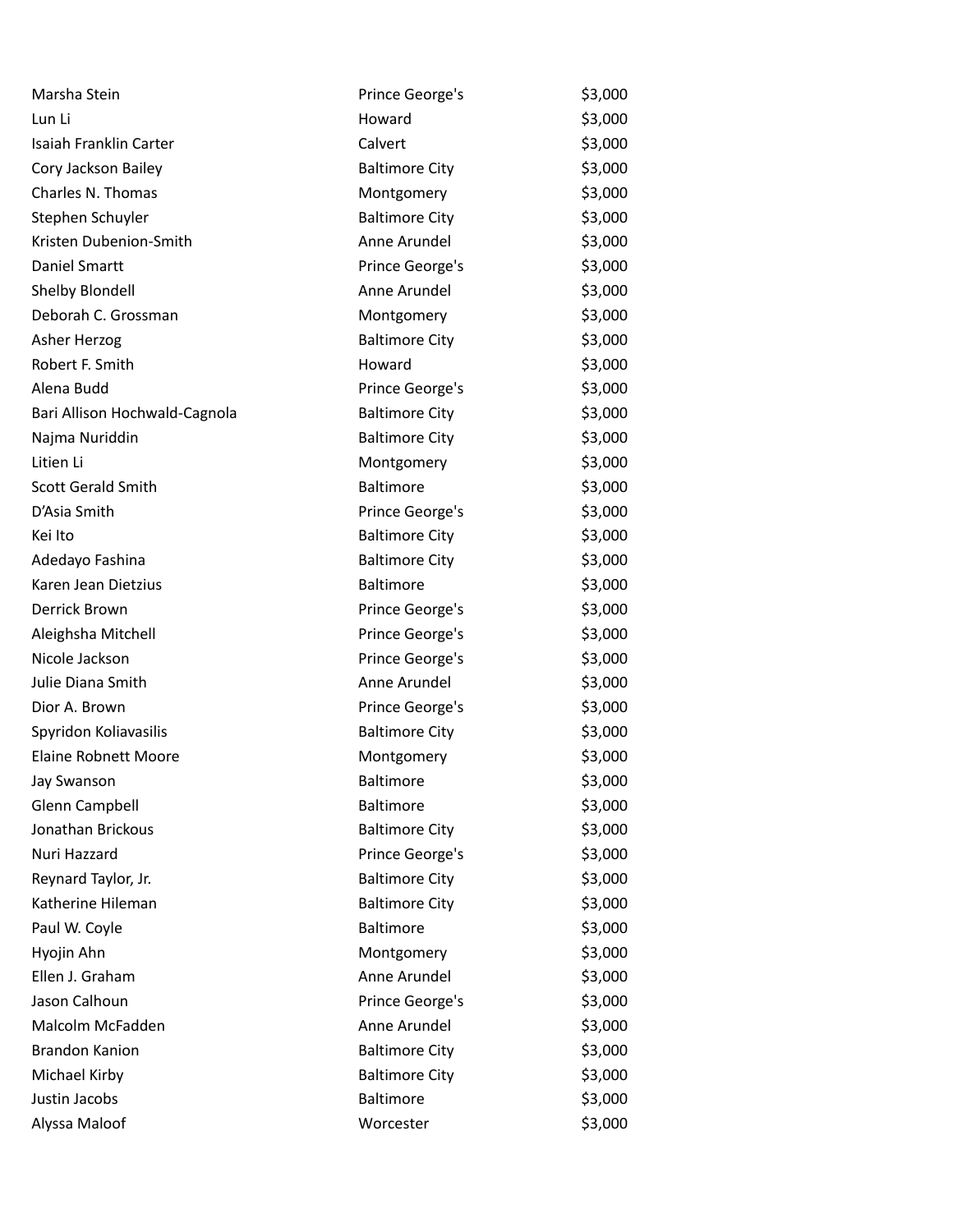| | | |
|---|---|---|
| Marsha Stein | Prince George's | $3,000 |
| Lun Li | Howard | $3,000 |
| Isaiah Franklin Carter | Calvert | $3,000 |
| Cory Jackson Bailey | Baltimore City | $3,000 |
| Charles N. Thomas | Montgomery | $3,000 |
| Stephen Schuyler | Baltimore City | $3,000 |
| Kristen Dubenion-Smith | Anne Arundel | $3,000 |
| Daniel Smartt | Prince George's | $3,000 |
| Shelby Blondell | Anne Arundel | $3,000 |
| Deborah C. Grossman | Montgomery | $3,000 |
| Asher Herzog | Baltimore City | $3,000 |
| Robert F. Smith | Howard | $3,000 |
| Alena Budd | Prince George's | $3,000 |
| Bari Allison Hochwald-Cagnola | Baltimore City | $3,000 |
| Najma Nuriddin | Baltimore City | $3,000 |
| Litien Li | Montgomery | $3,000 |
| Scott Gerald Smith | Baltimore | $3,000 |
| D'Asia Smith | Prince George's | $3,000 |
| Kei Ito | Baltimore City | $3,000 |
| Adedayo Fashina | Baltimore City | $3,000 |
| Karen Jean Dietzius | Baltimore | $3,000 |
| Derrick Brown | Prince George's | $3,000 |
| Aleighsha Mitchell | Prince George's | $3,000 |
| Nicole Jackson | Prince George's | $3,000 |
| Julie Diana Smith | Anne Arundel | $3,000 |
| Dior A. Brown | Prince George's | $3,000 |
| Spyridon Koliavasilis | Baltimore City | $3,000 |
| Elaine Robnett Moore | Montgomery | $3,000 |
| Jay Swanson | Baltimore | $3,000 |
| Glenn Campbell | Baltimore | $3,000 |
| Jonathan Brickous | Baltimore City | $3,000 |
| Nuri Hazzard | Prince George's | $3,000 |
| Reynard Taylor, Jr. | Baltimore City | $3,000 |
| Katherine Hileman | Baltimore City | $3,000 |
| Paul W. Coyle | Baltimore | $3,000 |
| Hyojin Ahn | Montgomery | $3,000 |
| Ellen J. Graham | Anne Arundel | $3,000 |
| Jason Calhoun | Prince George's | $3,000 |
| Malcolm McFadden | Anne Arundel | $3,000 |
| Brandon Kanion | Baltimore City | $3,000 |
| Michael Kirby | Baltimore City | $3,000 |
| Justin Jacobs | Baltimore | $3,000 |
| Alyssa Maloof | Worcester | $3,000 |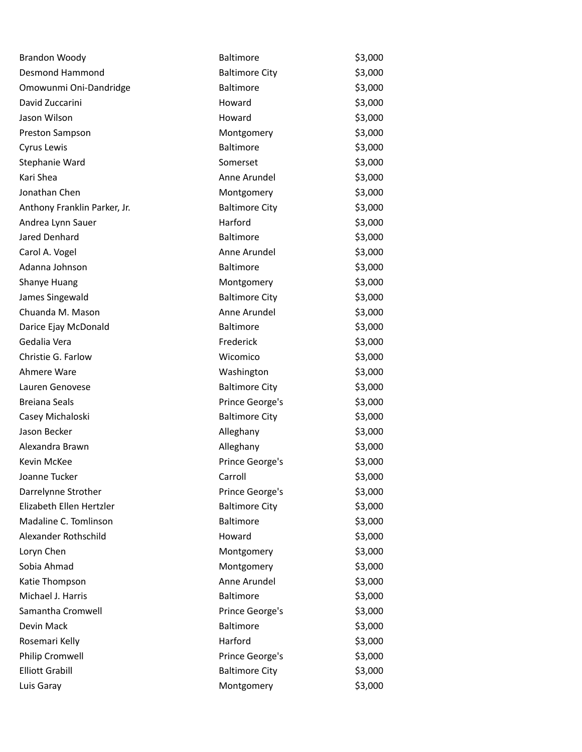| | | |
|---|---|---|
| Brandon Woody | Baltimore | $3,000 |
| Desmond Hammond | Baltimore City | $3,000 |
| Omowunmi Oni-Dandridge | Baltimore | $3,000 |
| David Zuccarini | Howard | $3,000 |
| Jason Wilson | Howard | $3,000 |
| Preston Sampson | Montgomery | $3,000 |
| Cyrus Lewis | Baltimore | $3,000 |
| Stephanie Ward | Somerset | $3,000 |
| Kari Shea | Anne Arundel | $3,000 |
| Jonathan Chen | Montgomery | $3,000 |
| Anthony Franklin Parker, Jr. | Baltimore City | $3,000 |
| Andrea Lynn Sauer | Harford | $3,000 |
| Jared Denhard | Baltimore | $3,000 |
| Carol A. Vogel | Anne Arundel | $3,000 |
| Adanna Johnson | Baltimore | $3,000 |
| Shanye Huang | Montgomery | $3,000 |
| James Singewald | Baltimore City | $3,000 |
| Chuanda M. Mason | Anne Arundel | $3,000 |
| Darice Ejay McDonald | Baltimore | $3,000 |
| Gedalia Vera | Frederick | $3,000 |
| Christie G. Farlow | Wicomico | $3,000 |
| Ahmere Ware | Washington | $3,000 |
| Lauren Genovese | Baltimore City | $3,000 |
| Breiana Seals | Prince George's | $3,000 |
| Casey Michaloski | Baltimore City | $3,000 |
| Jason Becker | Alleghany | $3,000 |
| Alexandra Brawn | Alleghany | $3,000 |
| Kevin McKee | Prince George's | $3,000 |
| Joanne Tucker | Carroll | $3,000 |
| Darrelynne Strother | Prince George's | $3,000 |
| Elizabeth Ellen Hertzler | Baltimore City | $3,000 |
| Madaline C. Tomlinson | Baltimore | $3,000 |
| Alexander Rothschild | Howard | $3,000 |
| Loryn Chen | Montgomery | $3,000 |
| Sobia Ahmad | Montgomery | $3,000 |
| Katie Thompson | Anne Arundel | $3,000 |
| Michael J. Harris | Baltimore | $3,000 |
| Samantha Cromwell | Prince George's | $3,000 |
| Devin Mack | Baltimore | $3,000 |
| Rosemari Kelly | Harford | $3,000 |
| Philip Cromwell | Prince George's | $3,000 |
| Elliott Grabill | Baltimore City | $3,000 |
| Luis Garay | Montgomery | $3,000 |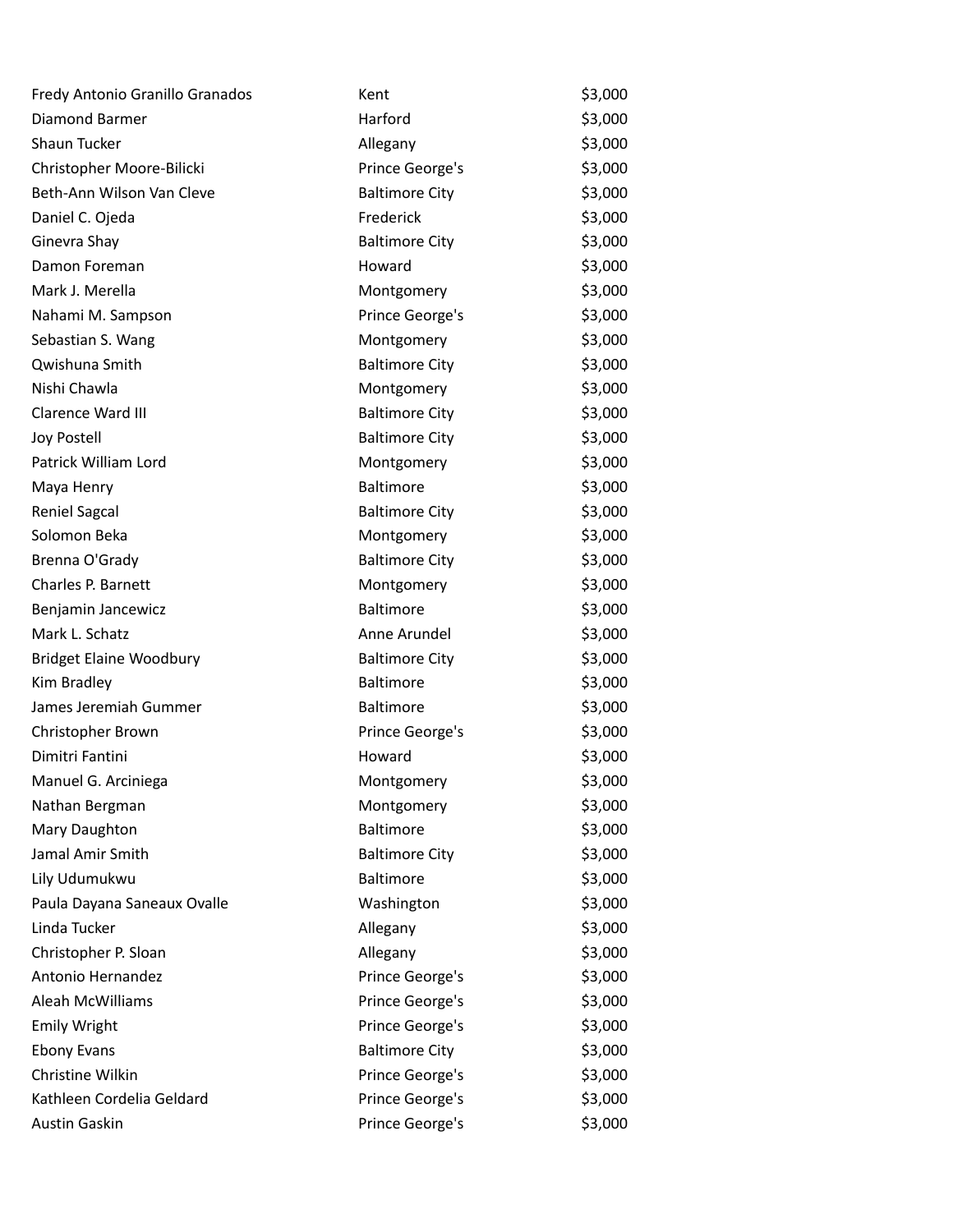| | | |
|---|---|---|
| Fredy Antonio Granillo Granados | Kent | $3,000 |
| Diamond Barmer | Harford | $3,000 |
| Shaun Tucker | Allegany | $3,000 |
| Christopher Moore-Bilicki | Prince George's | $3,000 |
| Beth-Ann Wilson Van Cleve | Baltimore City | $3,000 |
| Daniel C. Ojeda | Frederick | $3,000 |
| Ginevra Shay | Baltimore City | $3,000 |
| Damon Foreman | Howard | $3,000 |
| Mark J. Merella | Montgomery | $3,000 |
| Nahami M. Sampson | Prince George's | $3,000 |
| Sebastian S. Wang | Montgomery | $3,000 |
| Qwishuna Smith | Baltimore City | $3,000 |
| Nishi Chawla | Montgomery | $3,000 |
| Clarence Ward III | Baltimore City | $3,000 |
| Joy Postell | Baltimore City | $3,000 |
| Patrick William Lord | Montgomery | $3,000 |
| Maya Henry | Baltimore | $3,000 |
| Reniel Sagcal | Baltimore City | $3,000 |
| Solomon Beka | Montgomery | $3,000 |
| Brenna O'Grady | Baltimore City | $3,000 |
| Charles P. Barnett | Montgomery | $3,000 |
| Benjamin Jancewicz | Baltimore | $3,000 |
| Mark L. Schatz | Anne Arundel | $3,000 |
| Bridget Elaine Woodbury | Baltimore City | $3,000 |
| Kim Bradley | Baltimore | $3,000 |
| James Jeremiah Gummer | Baltimore | $3,000 |
| Christopher Brown | Prince George's | $3,000 |
| Dimitri Fantini | Howard | $3,000 |
| Manuel G. Arciniega | Montgomery | $3,000 |
| Nathan Bergman | Montgomery | $3,000 |
| Mary Daughton | Baltimore | $3,000 |
| Jamal Amir Smith | Baltimore City | $3,000 |
| Lily Udumukwu | Baltimore | $3,000 |
| Paula Dayana Saneaux Ovalle | Washington | $3,000 |
| Linda Tucker | Allegany | $3,000 |
| Christopher P. Sloan | Allegany | $3,000 |
| Antonio Hernandez | Prince George's | $3,000 |
| Aleah McWilliams | Prince George's | $3,000 |
| Emily Wright | Prince George's | $3,000 |
| Ebony Evans | Baltimore City | $3,000 |
| Christine Wilkin | Prince George's | $3,000 |
| Kathleen Cordelia Geldard | Prince George's | $3,000 |
| Austin Gaskin | Prince George's | $3,000 |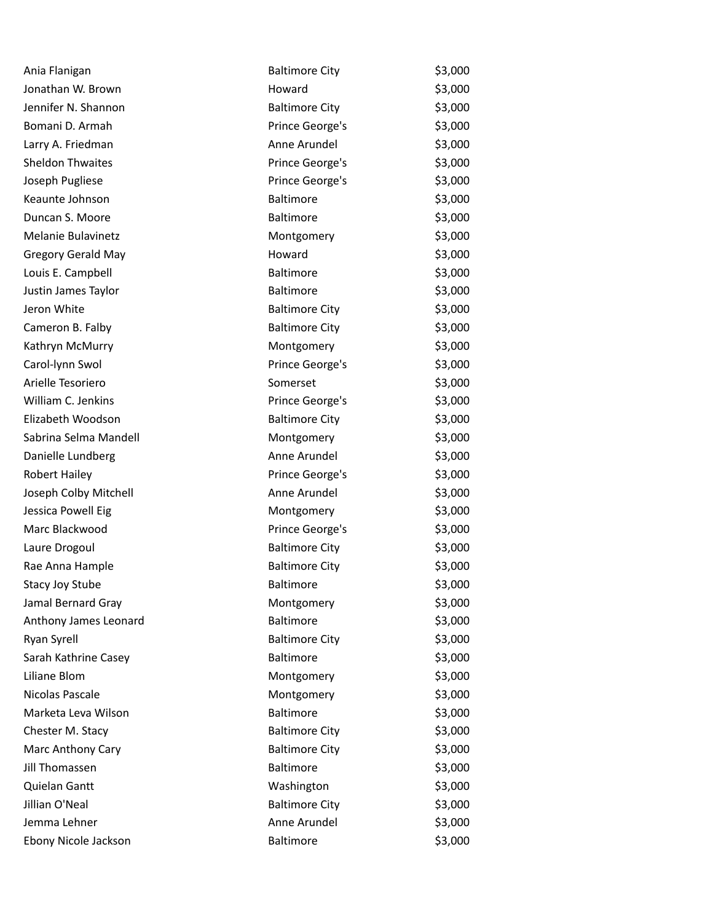| | | |
|---|---|---|
| Ania Flanigan | Baltimore City | $3,000 |
| Jonathan W. Brown | Howard | $3,000 |
| Jennifer N. Shannon | Baltimore City | $3,000 |
| Bomani D. Armah | Prince George's | $3,000 |
| Larry A. Friedman | Anne Arundel | $3,000 |
| Sheldon Thwaites | Prince George's | $3,000 |
| Joseph Pugliese | Prince George's | $3,000 |
| Keaunte Johnson | Baltimore | $3,000 |
| Duncan S. Moore | Baltimore | $3,000 |
| Melanie Bulavinetz | Montgomery | $3,000 |
| Gregory Gerald May | Howard | $3,000 |
| Louis E. Campbell | Baltimore | $3,000 |
| Justin James Taylor | Baltimore | $3,000 |
| Jeron White | Baltimore City | $3,000 |
| Cameron B. Falby | Baltimore City | $3,000 |
| Kathryn McMurry | Montgomery | $3,000 |
| Carol-lynn Swol | Prince George's | $3,000 |
| Arielle Tesoriero | Somerset | $3,000 |
| William C. Jenkins | Prince George's | $3,000 |
| Elizabeth Woodson | Baltimore City | $3,000 |
| Sabrina Selma Mandell | Montgomery | $3,000 |
| Danielle Lundberg | Anne Arundel | $3,000 |
| Robert Hailey | Prince George's | $3,000 |
| Joseph Colby Mitchell | Anne Arundel | $3,000 |
| Jessica Powell Eig | Montgomery | $3,000 |
| Marc Blackwood | Prince George's | $3,000 |
| Laure Drogoul | Baltimore City | $3,000 |
| Rae Anna Hample | Baltimore City | $3,000 |
| Stacy Joy Stube | Baltimore | $3,000 |
| Jamal Bernard Gray | Montgomery | $3,000 |
| Anthony James Leonard | Baltimore | $3,000 |
| Ryan Syrell | Baltimore City | $3,000 |
| Sarah Kathrine Casey | Baltimore | $3,000 |
| Liliane Blom | Montgomery | $3,000 |
| Nicolas Pascale | Montgomery | $3,000 |
| Marketa Leva Wilson | Baltimore | $3,000 |
| Chester M. Stacy | Baltimore City | $3,000 |
| Marc Anthony Cary | Baltimore City | $3,000 |
| Jill Thomassen | Baltimore | $3,000 |
| Quielan Gantt | Washington | $3,000 |
| Jillian O'Neal | Baltimore City | $3,000 |
| Jemma Lehner | Anne Arundel | $3,000 |
| Ebony Nicole Jackson | Baltimore | $3,000 |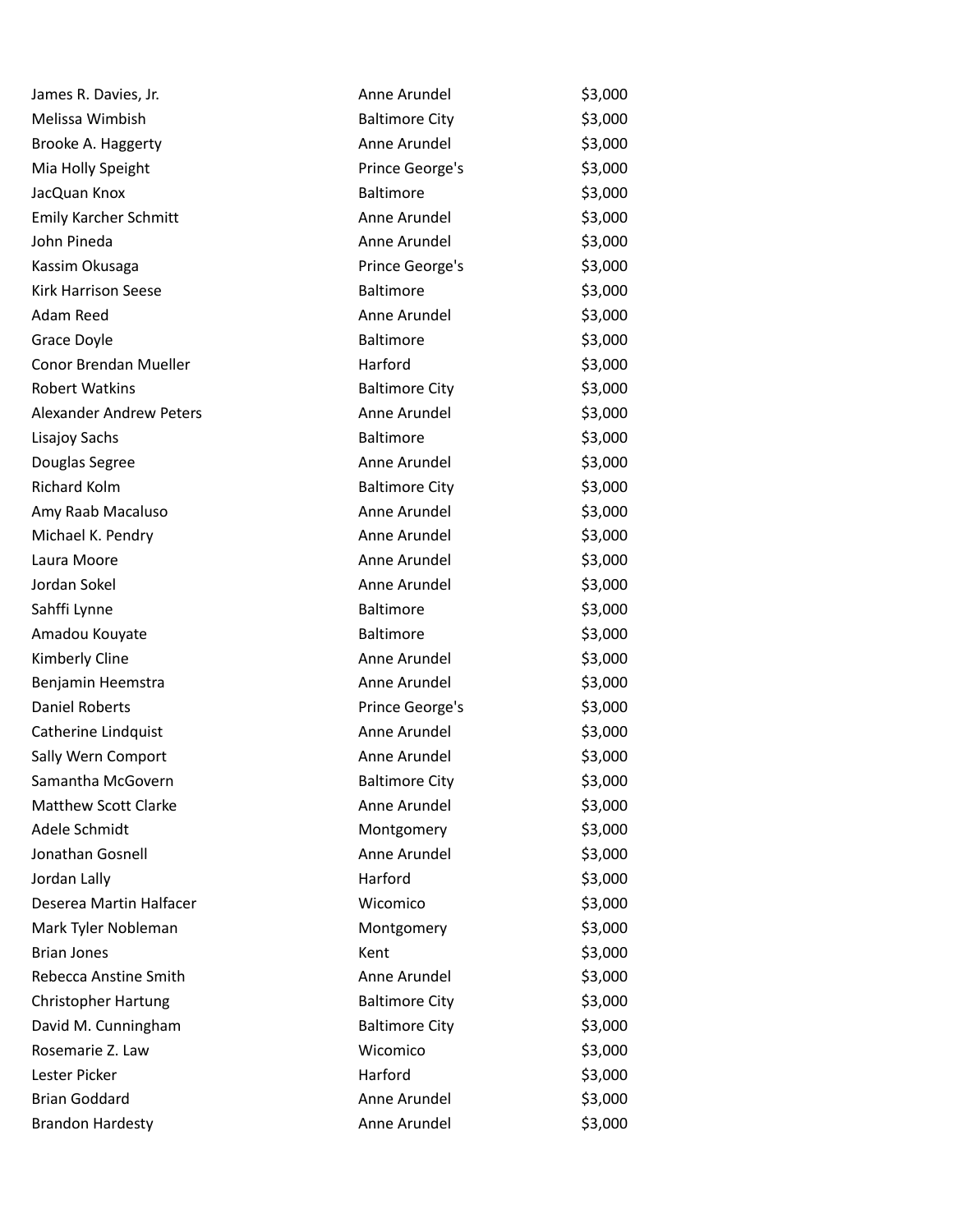| | | |
|---|---|---|
| James R. Davies, Jr. | Anne Arundel | $3,000 |
| Melissa Wimbish | Baltimore City | $3,000 |
| Brooke A. Haggerty | Anne Arundel | $3,000 |
| Mia Holly Speight | Prince George's | $3,000 |
| JacQuan Knox | Baltimore | $3,000 |
| Emily Karcher Schmitt | Anne Arundel | $3,000 |
| John Pineda | Anne Arundel | $3,000 |
| Kassim Okusaga | Prince George's | $3,000 |
| Kirk Harrison Seese | Baltimore | $3,000 |
| Adam Reed | Anne Arundel | $3,000 |
| Grace Doyle | Baltimore | $3,000 |
| Conor Brendan Mueller | Harford | $3,000 |
| Robert Watkins | Baltimore City | $3,000 |
| Alexander Andrew Peters | Anne Arundel | $3,000 |
| Lisajoy Sachs | Baltimore | $3,000 |
| Douglas Segree | Anne Arundel | $3,000 |
| Richard Kolm | Baltimore City | $3,000 |
| Amy Raab Macaluso | Anne Arundel | $3,000 |
| Michael K. Pendry | Anne Arundel | $3,000 |
| Laura Moore | Anne Arundel | $3,000 |
| Jordan Sokel | Anne Arundel | $3,000 |
| Sahffi Lynne | Baltimore | $3,000 |
| Amadou Kouyate | Baltimore | $3,000 |
| Kimberly Cline | Anne Arundel | $3,000 |
| Benjamin Heemstra | Anne Arundel | $3,000 |
| Daniel Roberts | Prince George's | $3,000 |
| Catherine Lindquist | Anne Arundel | $3,000 |
| Sally Wern Comport | Anne Arundel | $3,000 |
| Samantha McGovern | Baltimore City | $3,000 |
| Matthew Scott Clarke | Anne Arundel | $3,000 |
| Adele Schmidt | Montgomery | $3,000 |
| Jonathan Gosnell | Anne Arundel | $3,000 |
| Jordan Lally | Harford | $3,000 |
| Deserea Martin Halfacer | Wicomico | $3,000 |
| Mark Tyler Nobleman | Montgomery | $3,000 |
| Brian Jones | Kent | $3,000 |
| Rebecca Anstine Smith | Anne Arundel | $3,000 |
| Christopher Hartung | Baltimore City | $3,000 |
| David M. Cunningham | Baltimore City | $3,000 |
| Rosemarie Z. Law | Wicomico | $3,000 |
| Lester Picker | Harford | $3,000 |
| Brian Goddard | Anne Arundel | $3,000 |
| Brandon Hardesty | Anne Arundel | $3,000 |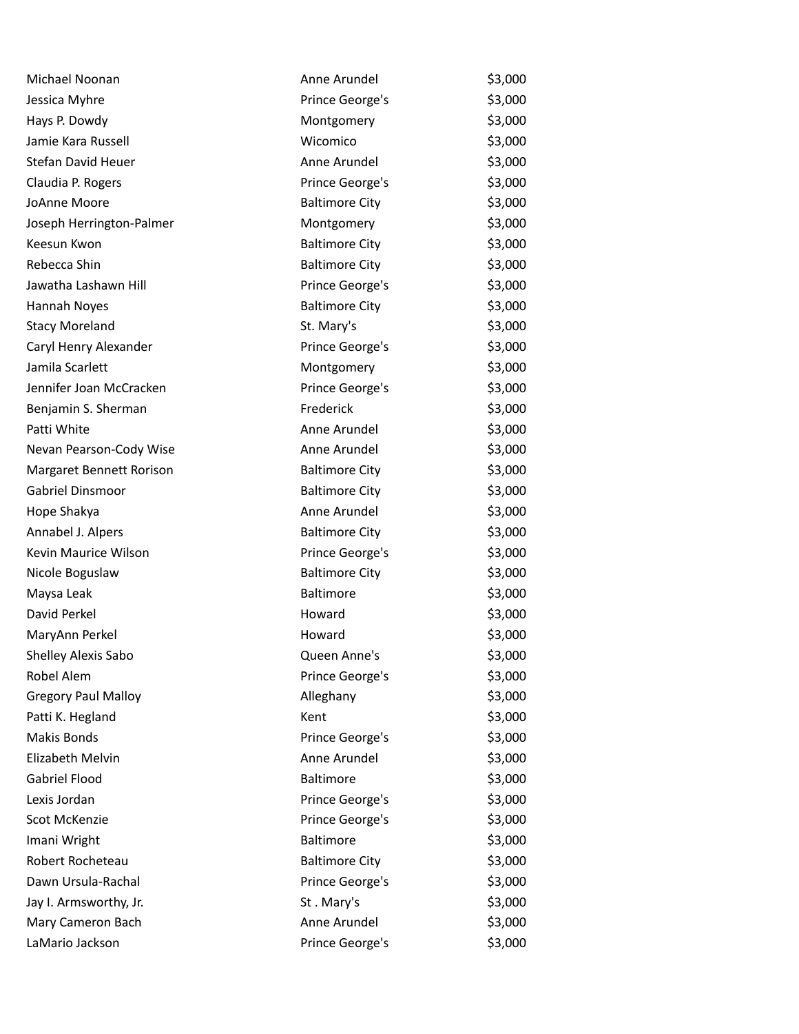| | | |
|---|---|---|
| Michael Noonan | Anne Arundel | $3,000 |
| Jessica Myhre | Prince George's | $3,000 |
| Hays P. Dowdy | Montgomery | $3,000 |
| Jamie Kara Russell | Wicomico | $3,000 |
| Stefan David Heuer | Anne Arundel | $3,000 |
| Claudia P. Rogers | Prince George's | $3,000 |
| JoAnne Moore | Baltimore City | $3,000 |
| Joseph Herrington-Palmer | Montgomery | $3,000 |
| Keesun Kwon | Baltimore City | $3,000 |
| Rebecca Shin | Baltimore City | $3,000 |
| Jawatha Lashawn Hill | Prince George's | $3,000 |
| Hannah Noyes | Baltimore City | $3,000 |
| Stacy Moreland | St. Mary's | $3,000 |
| Caryl Henry Alexander | Prince George's | $3,000 |
| Jamila Scarlett | Montgomery | $3,000 |
| Jennifer Joan McCracken | Prince George's | $3,000 |
| Benjamin S. Sherman | Frederick | $3,000 |
| Patti White | Anne Arundel | $3,000 |
| Nevan Pearson-Cody Wise | Anne Arundel | $3,000 |
| Margaret Bennett Rorison | Baltimore City | $3,000 |
| Gabriel Dinsmoor | Baltimore City | $3,000 |
| Hope Shakya | Anne Arundel | $3,000 |
| Annabel J. Alpers | Baltimore City | $3,000 |
| Kevin Maurice Wilson | Prince George's | $3,000 |
| Nicole Boguslaw | Baltimore City | $3,000 |
| Maysa Leak | Baltimore | $3,000 |
| David Perkel | Howard | $3,000 |
| MaryAnn Perkel | Howard | $3,000 |
| Shelley Alexis Sabo | Queen Anne's | $3,000 |
| Robel Alem | Prince George's | $3,000 |
| Gregory Paul Malloy | Alleghany | $3,000 |
| Patti K. Hegland | Kent | $3,000 |
| Makis Bonds | Prince George's | $3,000 |
| Elizabeth Melvin | Anne Arundel | $3,000 |
| Gabriel Flood | Baltimore | $3,000 |
| Lexis Jordan | Prince George's | $3,000 |
| Scot McKenzie | Prince George's | $3,000 |
| Imani Wright | Baltimore | $3,000 |
| Robert Rocheteau | Baltimore City | $3,000 |
| Dawn Ursula-Rachal | Prince George's | $3,000 |
| Jay I. Armsworthy, Jr. | St . Mary's | $3,000 |
| Mary Cameron Bach | Anne Arundel | $3,000 |
| LaMario Jackson | Prince George's | $3,000 |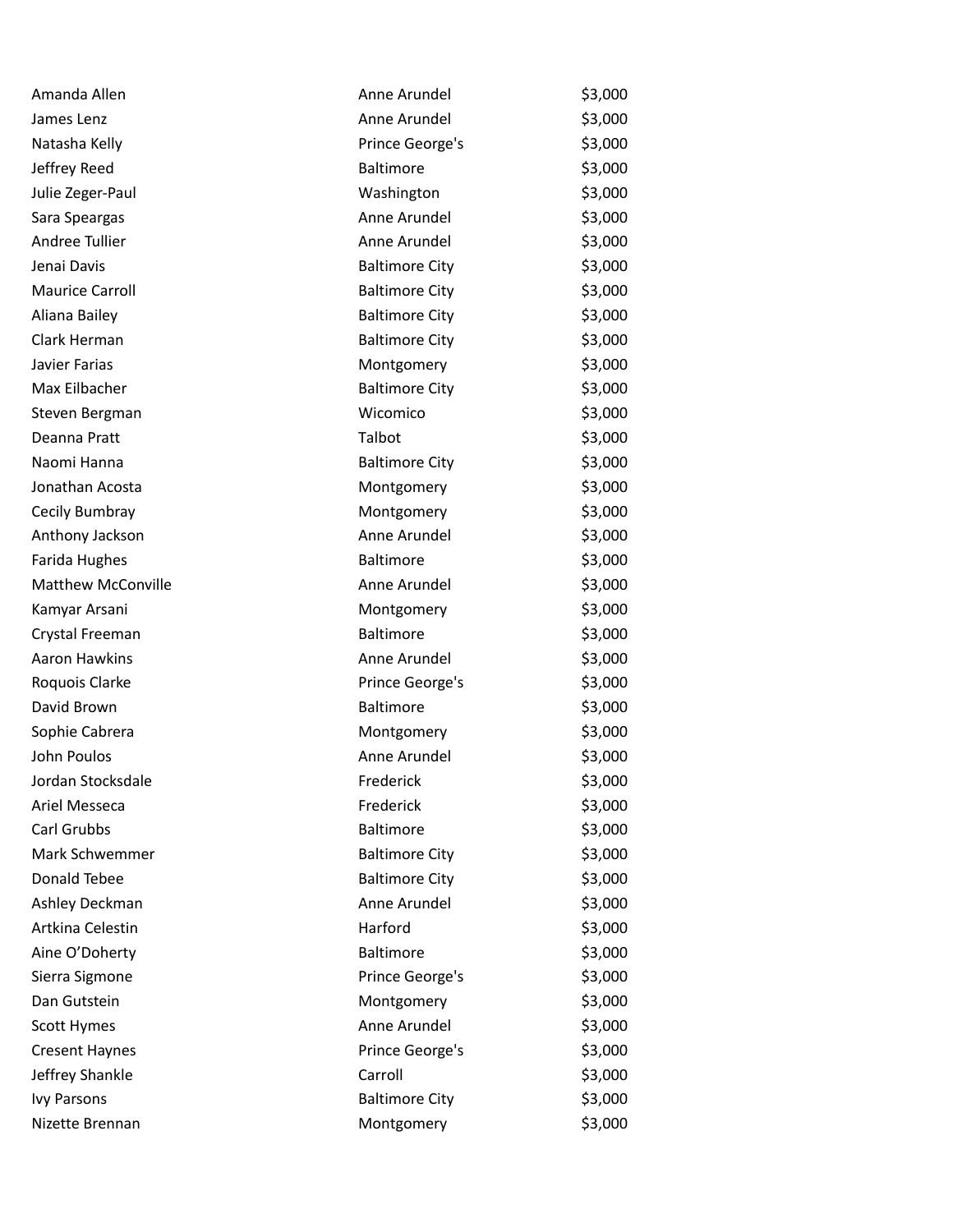| | | |
|---|---|---|
| Amanda Allen | Anne Arundel | $3,000 |
| James Lenz | Anne Arundel | $3,000 |
| Natasha Kelly | Prince George's | $3,000 |
| Jeffrey Reed | Baltimore | $3,000 |
| Julie Zeger-Paul | Washington | $3,000 |
| Sara Speargas | Anne Arundel | $3,000 |
| Andree Tullier | Anne Arundel | $3,000 |
| Jenai Davis | Baltimore City | $3,000 |
| Maurice Carroll | Baltimore City | $3,000 |
| Aliana Bailey | Baltimore City | $3,000 |
| Clark Herman | Baltimore City | $3,000 |
| Javier Farias | Montgomery | $3,000 |
| Max Eilbacher | Baltimore City | $3,000 |
| Steven Bergman | Wicomico | $3,000 |
| Deanna Pratt | Talbot | $3,000 |
| Naomi Hanna | Baltimore City | $3,000 |
| Jonathan Acosta | Montgomery | $3,000 |
| Cecily Bumbray | Montgomery | $3,000 |
| Anthony Jackson | Anne Arundel | $3,000 |
| Farida Hughes | Baltimore | $3,000 |
| Matthew McConville | Anne Arundel | $3,000 |
| Kamyar Arsani | Montgomery | $3,000 |
| Crystal Freeman | Baltimore | $3,000 |
| Aaron Hawkins | Anne Arundel | $3,000 |
| Roquois Clarke | Prince George's | $3,000 |
| David Brown | Baltimore | $3,000 |
| Sophie Cabrera | Montgomery | $3,000 |
| John Poulos | Anne Arundel | $3,000 |
| Jordan Stocksdale | Frederick | $3,000 |
| Ariel Messeca | Frederick | $3,000 |
| Carl Grubbs | Baltimore | $3,000 |
| Mark Schwemmer | Baltimore City | $3,000 |
| Donald Tebee | Baltimore City | $3,000 |
| Ashley Deckman | Anne Arundel | $3,000 |
| Artkina Celestin | Harford | $3,000 |
| Aine O'Doherty | Baltimore | $3,000 |
| Sierra Sigmone | Prince George's | $3,000 |
| Dan Gutstein | Montgomery | $3,000 |
| Scott Hymes | Anne Arundel | $3,000 |
| Cresent Haynes | Prince George's | $3,000 |
| Jeffrey Shankle | Carroll | $3,000 |
| Ivy Parsons | Baltimore City | $3,000 |
| Nizette Brennan | Montgomery | $3,000 |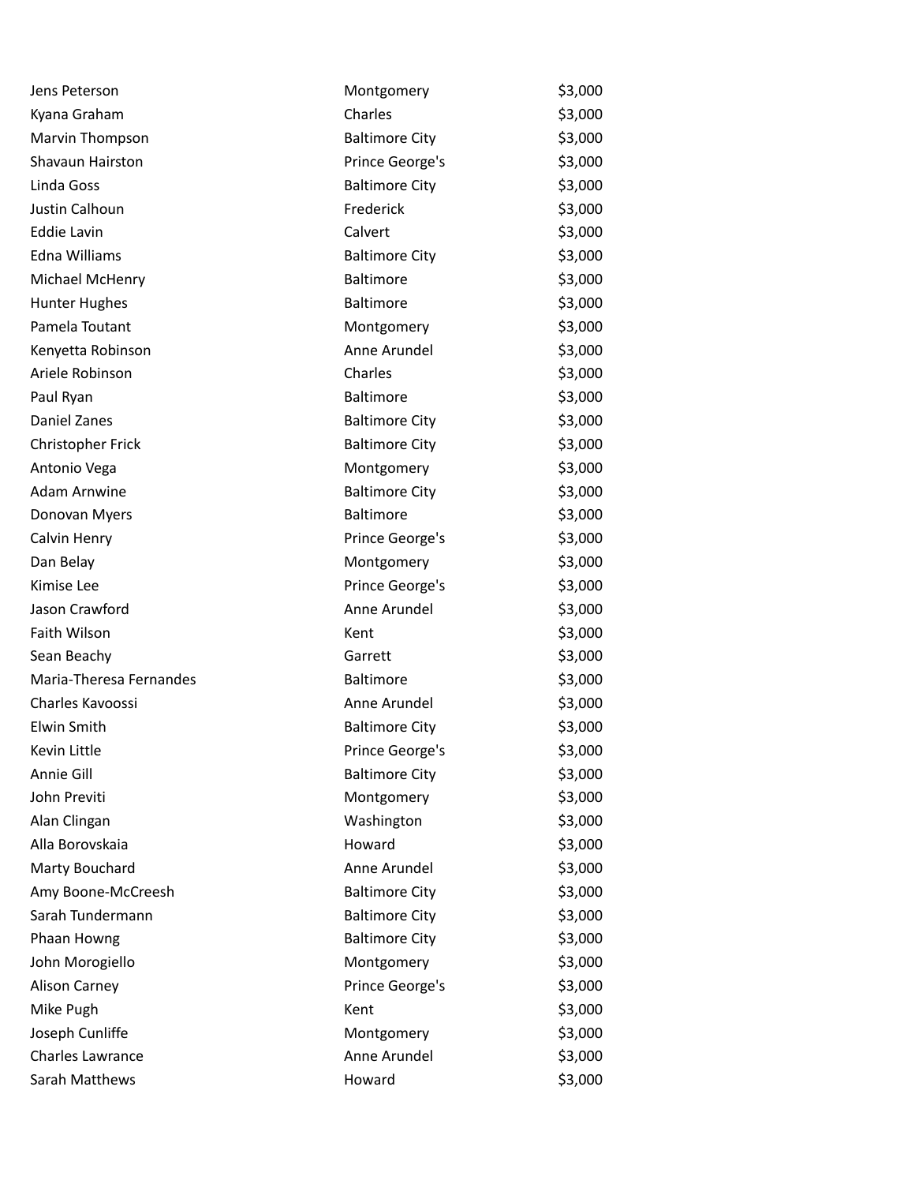| | | |
|---|---|---|
| Jens Peterson | Montgomery | $3,000 |
| Kyana Graham | Charles | $3,000 |
| Marvin Thompson | Baltimore City | $3,000 |
| Shavaun Hairston | Prince George's | $3,000 |
| Linda Goss | Baltimore City | $3,000 |
| Justin Calhoun | Frederick | $3,000 |
| Eddie Lavin | Calvert | $3,000 |
| Edna Williams | Baltimore City | $3,000 |
| Michael McHenry | Baltimore | $3,000 |
| Hunter Hughes | Baltimore | $3,000 |
| Pamela Toutant | Montgomery | $3,000 |
| Kenyetta Robinson | Anne Arundel | $3,000 |
| Ariele Robinson | Charles | $3,000 |
| Paul Ryan | Baltimore | $3,000 |
| Daniel Zanes | Baltimore City | $3,000 |
| Christopher Frick | Baltimore City | $3,000 |
| Antonio Vega | Montgomery | $3,000 |
| Adam Arnwine | Baltimore City | $3,000 |
| Donovan Myers | Baltimore | $3,000 |
| Calvin Henry | Prince George's | $3,000 |
| Dan Belay | Montgomery | $3,000 |
| Kimise Lee | Prince George's | $3,000 |
| Jason Crawford | Anne Arundel | $3,000 |
| Faith Wilson | Kent | $3,000 |
| Sean Beachy | Garrett | $3,000 |
| Maria-Theresa Fernandes | Baltimore | $3,000 |
| Charles Kavoossi | Anne Arundel | $3,000 |
| Elwin Smith | Baltimore City | $3,000 |
| Kevin Little | Prince George's | $3,000 |
| Annie Gill | Baltimore City | $3,000 |
| John Previti | Montgomery | $3,000 |
| Alan Clingan | Washington | $3,000 |
| Alla Borovskaia | Howard | $3,000 |
| Marty Bouchard | Anne Arundel | $3,000 |
| Amy Boone-McCreesh | Baltimore City | $3,000 |
| Sarah Tundermann | Baltimore City | $3,000 |
| Phaan Howng | Baltimore City | $3,000 |
| John Morogiello | Montgomery | $3,000 |
| Alison Carney | Prince George's | $3,000 |
| Mike Pugh | Kent | $3,000 |
| Joseph Cunliffe | Montgomery | $3,000 |
| Charles Lawrance | Anne Arundel | $3,000 |
| Sarah Matthews | Howard | $3,000 |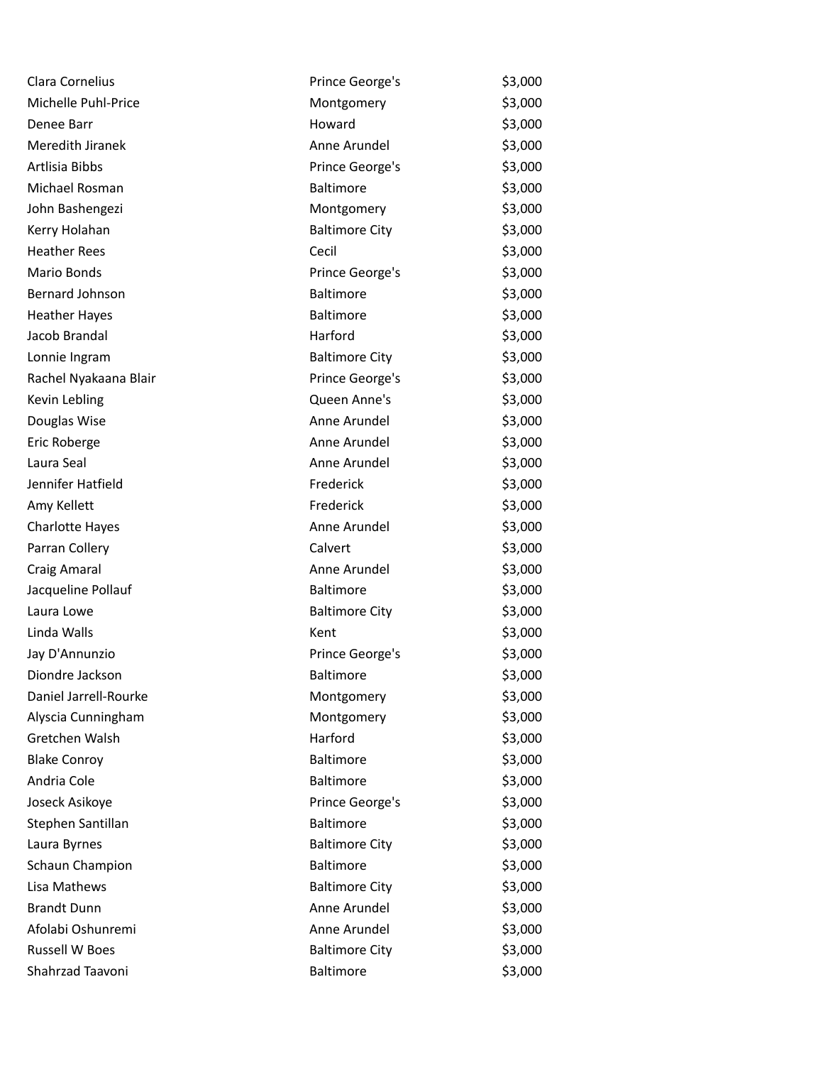| | | |
|---|---|---|
| Clara Cornelius | Prince George's | $3,000 |
| Michelle Puhl-Price | Montgomery | $3,000 |
| Denee Barr | Howard | $3,000 |
| Meredith Jiranek | Anne Arundel | $3,000 |
| Artlisia Bibbs | Prince George's | $3,000 |
| Michael Rosman | Baltimore | $3,000 |
| John Bashengezi | Montgomery | $3,000 |
| Kerry Holahan | Baltimore City | $3,000 |
| Heather Rees | Cecil | $3,000 |
| Mario Bonds | Prince George's | $3,000 |
| Bernard Johnson | Baltimore | $3,000 |
| Heather Hayes | Baltimore | $3,000 |
| Jacob Brandal | Harford | $3,000 |
| Lonnie Ingram | Baltimore City | $3,000 |
| Rachel Nyakaana Blair | Prince George's | $3,000 |
| Kevin Lebling | Queen Anne's | $3,000 |
| Douglas Wise | Anne Arundel | $3,000 |
| Eric Roberge | Anne Arundel | $3,000 |
| Laura Seal | Anne Arundel | $3,000 |
| Jennifer Hatfield | Frederick | $3,000 |
| Amy Kellett | Frederick | $3,000 |
| Charlotte Hayes | Anne Arundel | $3,000 |
| Parran Collery | Calvert | $3,000 |
| Craig Amaral | Anne Arundel | $3,000 |
| Jacqueline Pollauf | Baltimore | $3,000 |
| Laura Lowe | Baltimore City | $3,000 |
| Linda Walls | Kent | $3,000 |
| Jay D'Annunzio | Prince George's | $3,000 |
| Diondre Jackson | Baltimore | $3,000 |
| Daniel Jarrell-Rourke | Montgomery | $3,000 |
| Alyscia Cunningham | Montgomery | $3,000 |
| Gretchen Walsh | Harford | $3,000 |
| Blake Conroy | Baltimore | $3,000 |
| Andria Cole | Baltimore | $3,000 |
| Joseck Asikoye | Prince George's | $3,000 |
| Stephen Santillan | Baltimore | $3,000 |
| Laura Byrnes | Baltimore City | $3,000 |
| Schaun Champion | Baltimore | $3,000 |
| Lisa Mathews | Baltimore City | $3,000 |
| Brandt Dunn | Anne Arundel | $3,000 |
| Afolabi Oshunremi | Anne Arundel | $3,000 |
| Russell W Boes | Baltimore City | $3,000 |
| Shahrzad Taavoni | Baltimore | $3,000 |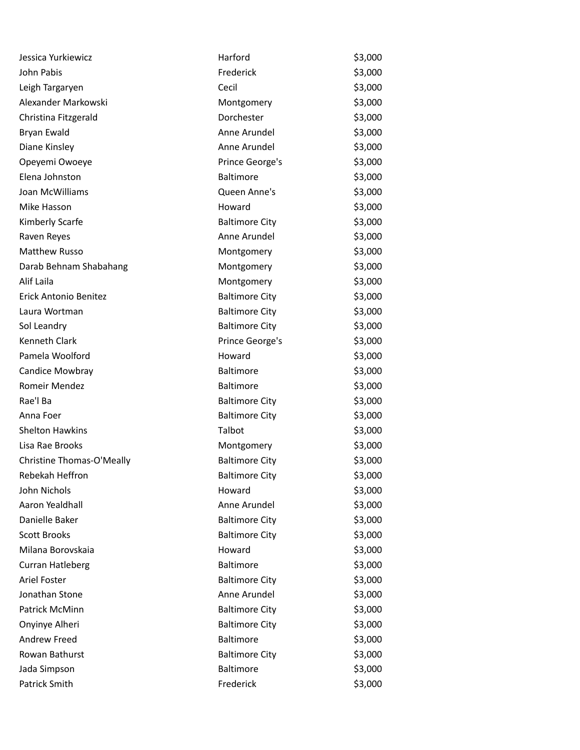| | | |
|---|---|---|
| Jessica Yurkiewicz | Harford | $3,000 |
| John Pabis | Frederick | $3,000 |
| Leigh Targaryen | Cecil | $3,000 |
| Alexander Markowski | Montgomery | $3,000 |
| Christina Fitzgerald | Dorchester | $3,000 |
| Bryan Ewald | Anne Arundel | $3,000 |
| Diane Kinsley | Anne Arundel | $3,000 |
| Opeyemi Owoeye | Prince George's | $3,000 |
| Elena Johnston | Baltimore | $3,000 |
| Joan McWilliams | Queen Anne's | $3,000 |
| Mike Hasson | Howard | $3,000 |
| Kimberly Scarfe | Baltimore City | $3,000 |
| Raven Reyes | Anne Arundel | $3,000 |
| Matthew Russo | Montgomery | $3,000 |
| Darab Behnam Shabahang | Montgomery | $3,000 |
| Alif Laila | Montgomery | $3,000 |
| Erick Antonio Benitez | Baltimore City | $3,000 |
| Laura Wortman | Baltimore City | $3,000 |
| Sol Leandry | Baltimore City | $3,000 |
| Kenneth Clark | Prince George's | $3,000 |
| Pamela Woolford | Howard | $3,000 |
| Candice Mowbray | Baltimore | $3,000 |
| Romeir Mendez | Baltimore | $3,000 |
| Rae'l Ba | Baltimore City | $3,000 |
| Anna Foer | Baltimore City | $3,000 |
| Shelton Hawkins | Talbot | $3,000 |
| Lisa Rae Brooks | Montgomery | $3,000 |
| Christine Thomas-O'Meally | Baltimore City | $3,000 |
| Rebekah Heffron | Baltimore City | $3,000 |
| John Nichols | Howard | $3,000 |
| Aaron Yealdhall | Anne Arundel | $3,000 |
| Danielle Baker | Baltimore City | $3,000 |
| Scott Brooks | Baltimore City | $3,000 |
| Milana Borovskaia | Howard | $3,000 |
| Curran Hatleberg | Baltimore | $3,000 |
| Ariel Foster | Baltimore City | $3,000 |
| Jonathan Stone | Anne Arundel | $3,000 |
| Patrick McMinn | Baltimore City | $3,000 |
| Onyinye Alheri | Baltimore City | $3,000 |
| Andrew Freed | Baltimore | $3,000 |
| Rowan Bathurst | Baltimore City | $3,000 |
| Jada Simpson | Baltimore | $3,000 |
| Patrick Smith | Frederick | $3,000 |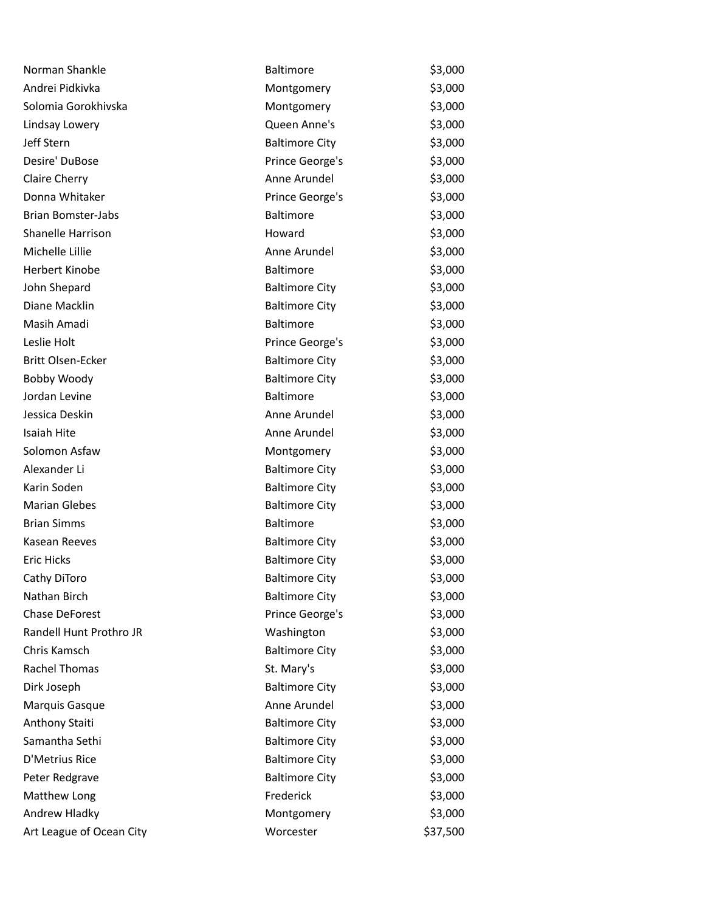| | | |
|---|---|---|
| Norman Shankle | Baltimore | $3,000 |
| Andrei Pidkivka | Montgomery | $3,000 |
| Solomia Gorokhivska | Montgomery | $3,000 |
| Lindsay Lowery | Queen Anne's | $3,000 |
| Jeff Stern | Baltimore City | $3,000 |
| Desire' DuBose | Prince George's | $3,000 |
| Claire Cherry | Anne Arundel | $3,000 |
| Donna Whitaker | Prince George's | $3,000 |
| Brian Bomster-Jabs | Baltimore | $3,000 |
| Shanelle Harrison | Howard | $3,000 |
| Michelle Lillie | Anne Arundel | $3,000 |
| Herbert Kinobe | Baltimore | $3,000 |
| John Shepard | Baltimore City | $3,000 |
| Diane Macklin | Baltimore City | $3,000 |
| Masih Amadi | Baltimore | $3,000 |
| Leslie Holt | Prince George's | $3,000 |
| Britt Olsen-Ecker | Baltimore City | $3,000 |
| Bobby Woody | Baltimore City | $3,000 |
| Jordan Levine | Baltimore | $3,000 |
| Jessica Deskin | Anne Arundel | $3,000 |
| Isaiah Hite | Anne Arundel | $3,000 |
| Solomon Asfaw | Montgomery | $3,000 |
| Alexander Li | Baltimore City | $3,000 |
| Karin Soden | Baltimore City | $3,000 |
| Marian Glebes | Baltimore City | $3,000 |
| Brian Simms | Baltimore | $3,000 |
| Kasean Reeves | Baltimore City | $3,000 |
| Eric Hicks | Baltimore City | $3,000 |
| Cathy DiToro | Baltimore City | $3,000 |
| Nathan Birch | Baltimore City | $3,000 |
| Chase DeForest | Prince George's | $3,000 |
| Randell Hunt Prothro JR | Washington | $3,000 |
| Chris Kamsch | Baltimore City | $3,000 |
| Rachel Thomas | St. Mary's | $3,000 |
| Dirk Joseph | Baltimore City | $3,000 |
| Marquis Gasque | Anne Arundel | $3,000 |
| Anthony Staiti | Baltimore City | $3,000 |
| Samantha Sethi | Baltimore City | $3,000 |
| D'Metrius Rice | Baltimore City | $3,000 |
| Peter Redgrave | Baltimore City | $3,000 |
| Matthew Long | Frederick | $3,000 |
| Andrew Hladky | Montgomery | $3,000 |
| Art League of Ocean City | Worcester | $37,500 |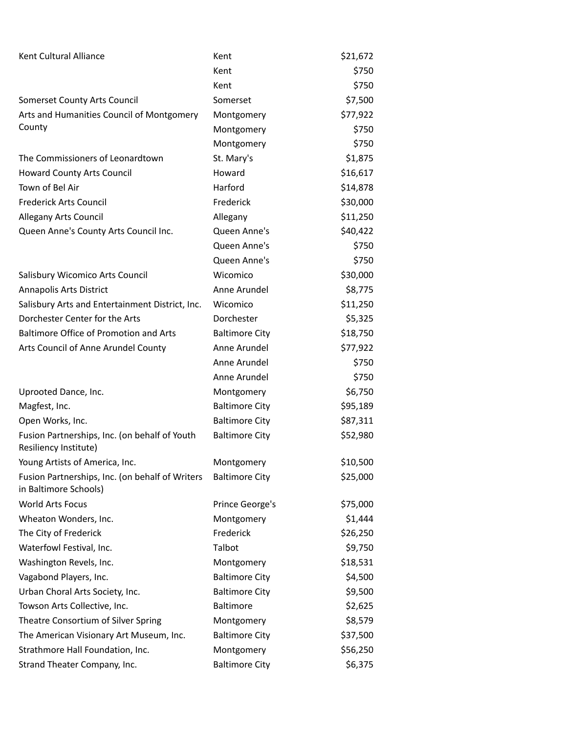| | | |
|---|---|---|
| Kent Cultural Alliance | Kent | $21,672 |
| | Kent | $750 |
| | Kent | $750 |
| Somerset County Arts Council | Somerset | $7,500 |
| Arts and Humanities Council of Montgomery County | Montgomery | $77,922 |
| | Montgomery | $750 |
| | Montgomery | $750 |
| The Commissioners of Leonardtown | St. Mary's | $1,875 |
| Howard County Arts Council | Howard | $16,617 |
| Town of Bel Air | Harford | $14,878 |
| Frederick Arts Council | Frederick | $30,000 |
| Allegany Arts Council | Allegany | $11,250 |
| Queen Anne's County Arts Council Inc. | Queen Anne's | $40,422 |
| | Queen Anne's | $750 |
| | Queen Anne's | $750 |
| Salisbury Wicomico Arts Council | Wicomico | $30,000 |
| Annapolis Arts District | Anne Arundel | $8,775 |
| Salisbury Arts and Entertainment District, Inc. | Wicomico | $11,250 |
| Dorchester Center for the Arts | Dorchester | $5,325 |
| Baltimore Office of Promotion and Arts | Baltimore City | $18,750 |
| Arts Council of Anne Arundel County | Anne Arundel | $77,922 |
| | Anne Arundel | $750 |
| | Anne Arundel | $750 |
| Uprooted Dance, Inc. | Montgomery | $6,750 |
| Magfest, Inc. | Baltimore City | $95,189 |
| Open Works, Inc. | Baltimore City | $87,311 |
| Fusion Partnerships, Inc. (on behalf of Youth Resiliency Institute) | Baltimore City | $52,980 |
| Young Artists of America, Inc. | Montgomery | $10,500 |
| Fusion Partnerships, Inc. (on behalf of Writers in Baltimore Schools) | Baltimore City | $25,000 |
| World Arts Focus | Prince George's | $75,000 |
| Wheaton Wonders, Inc. | Montgomery | $1,444 |
| The City of Frederick | Frederick | $26,250 |
| Waterfowl Festival, Inc. | Talbot | $9,750 |
| Washington Revels, Inc. | Montgomery | $18,531 |
| Vagabond Players, Inc. | Baltimore City | $4,500 |
| Urban Choral Arts Society, Inc. | Baltimore City | $9,500 |
| Towson Arts Collective, Inc. | Baltimore | $2,625 |
| Theatre Consortium of Silver Spring | Montgomery | $8,579 |
| The American Visionary Art Museum, Inc. | Baltimore City | $37,500 |
| Strathmore Hall Foundation, Inc. | Montgomery | $56,250 |
| Strand Theater Company, Inc. | Baltimore City | $6,375 |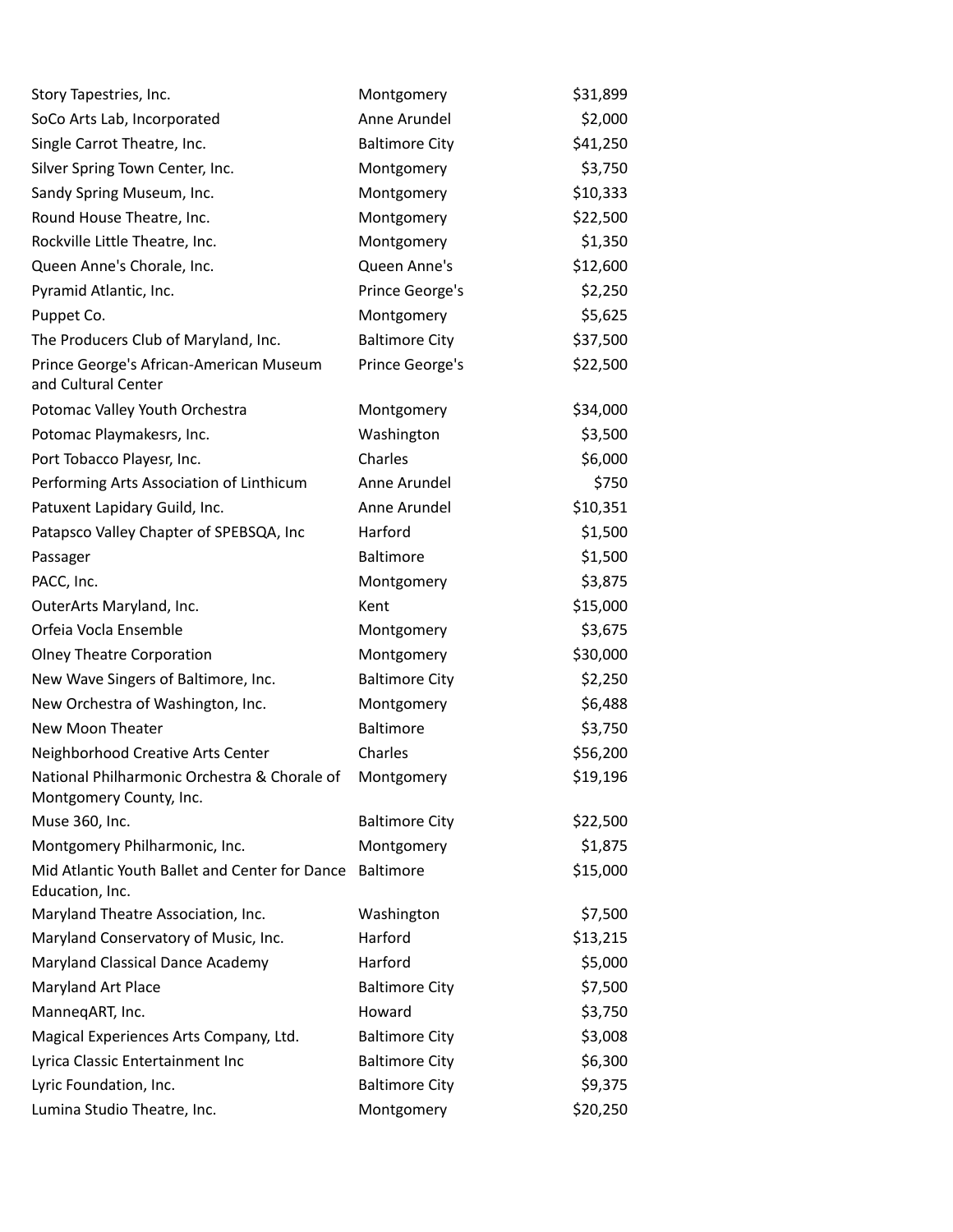| | | |
|---|---|---|
| Story Tapestries, Inc. | Montgomery | $31,899 |
| SoCo Arts Lab, Incorporated | Anne Arundel | $2,000 |
| Single Carrot Theatre, Inc. | Baltimore City | $41,250 |
| Silver Spring Town Center, Inc. | Montgomery | $3,750 |
| Sandy Spring Museum, Inc. | Montgomery | $10,333 |
| Round House Theatre, Inc. | Montgomery | $22,500 |
| Rockville Little Theatre, Inc. | Montgomery | $1,350 |
| Queen Anne's Chorale, Inc. | Queen Anne's | $12,600 |
| Pyramid Atlantic, Inc. | Prince George's | $2,250 |
| Puppet Co. | Montgomery | $5,625 |
| The Producers Club of Maryland, Inc. | Baltimore City | $37,500 |
| Prince George's African-American Museum and Cultural Center | Prince George's | $22,500 |
| Potomac Valley Youth Orchestra | Montgomery | $34,000 |
| Potomac Playmakesrs, Inc. | Washington | $3,500 |
| Port Tobacco Playesr, Inc. | Charles | $6,000 |
| Performing Arts Association of Linthicum | Anne Arundel | $750 |
| Patuxent Lapidary Guild, Inc. | Anne Arundel | $10,351 |
| Patapsco Valley Chapter of SPEBSQA, Inc | Harford | $1,500 |
| Passager | Baltimore | $1,500 |
| PACC, Inc. | Montgomery | $3,875 |
| OuterArts Maryland, Inc. | Kent | $15,000 |
| Orfeia Vocla Ensemble | Montgomery | $3,675 |
| Olney Theatre Corporation | Montgomery | $30,000 |
| New Wave Singers of Baltimore, Inc. | Baltimore City | $2,250 |
| New Orchestra of Washington, Inc. | Montgomery | $6,488 |
| New Moon Theater | Baltimore | $3,750 |
| Neighborhood Creative Arts Center | Charles | $56,200 |
| National Philharmonic Orchestra & Chorale of Montgomery County, Inc. | Montgomery | $19,196 |
| Muse 360, Inc. | Baltimore City | $22,500 |
| Montgomery Philharmonic, Inc. | Montgomery | $1,875 |
| Mid Atlantic Youth Ballet and Center for Dance Education, Inc. | Baltimore | $15,000 |
| Maryland Theatre Association, Inc. | Washington | $7,500 |
| Maryland Conservatory of Music, Inc. | Harford | $13,215 |
| Maryland Classical Dance Academy | Harford | $5,000 |
| Maryland Art Place | Baltimore City | $7,500 |
| ManneqART, Inc. | Howard | $3,750 |
| Magical Experiences Arts Company, Ltd. | Baltimore City | $3,008 |
| Lyrica Classic Entertainment Inc | Baltimore City | $6,300 |
| Lyric Foundation, Inc. | Baltimore City | $9,375 |
| Lumina Studio Theatre, Inc. | Montgomery | $20,250 |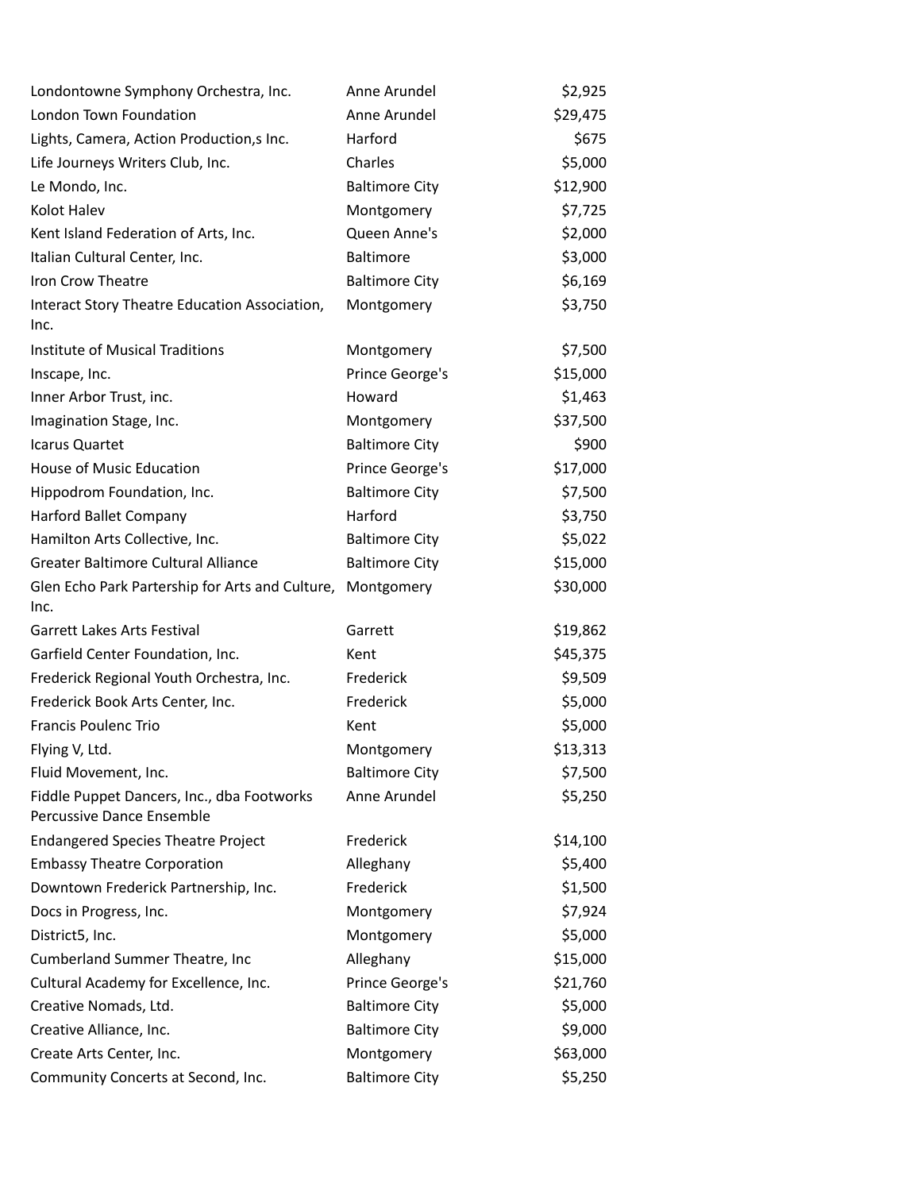| | | |
|---|---|---|
| Londontowne Symphony Orchestra, Inc. | Anne Arundel | $2,925 |
| London Town Foundation | Anne Arundel | $29,475 |
| Lights, Camera, Action Production,s Inc. | Harford | $675 |
| Life Journeys Writers Club, Inc. | Charles | $5,000 |
| Le Mondo, Inc. | Baltimore City | $12,900 |
| Kolot Halev | Montgomery | $7,725 |
| Kent Island Federation of Arts, Inc. | Queen Anne's | $2,000 |
| Italian Cultural Center, Inc. | Baltimore | $3,000 |
| Iron Crow Theatre | Baltimore City | $6,169 |
| Interact Story Theatre Education Association, Inc. | Montgomery | $3,750 |
| Institute of Musical Traditions | Montgomery | $7,500 |
| Inscape, Inc. | Prince George's | $15,000 |
| Inner Arbor Trust, inc. | Howard | $1,463 |
| Imagination Stage, Inc. | Montgomery | $37,500 |
| Icarus Quartet | Baltimore City | $900 |
| House of Music Education | Prince George's | $17,000 |
| Hippodrom Foundation, Inc. | Baltimore City | $7,500 |
| Harford Ballet Company | Harford | $3,750 |
| Hamilton Arts Collective, Inc. | Baltimore City | $5,022 |
| Greater Baltimore Cultural Alliance | Baltimore City | $15,000 |
| Glen Echo Park Partership for Arts and Culture, Inc. | Montgomery | $30,000 |
| Garrett Lakes Arts Festival | Garrett | $19,862 |
| Garfield Center Foundation, Inc. | Kent | $45,375 |
| Frederick Regional Youth Orchestra, Inc. | Frederick | $9,509 |
| Frederick Book Arts Center, Inc. | Frederick | $5,000 |
| Francis Poulenc Trio | Kent | $5,000 |
| Flying V, Ltd. | Montgomery | $13,313 |
| Fluid Movement, Inc. | Baltimore City | $7,500 |
| Fiddle Puppet Dancers, Inc., dba Footworks Percussive Dance Ensemble | Anne Arundel | $5,250 |
| Endangered Species Theatre Project | Frederick | $14,100 |
| Embassy Theatre Corporation | Alleghany | $5,400 |
| Downtown Frederick Partnership, Inc. | Frederick | $1,500 |
| Docs in Progress, Inc. | Montgomery | $7,924 |
| District5, Inc. | Montgomery | $5,000 |
| Cumberland Summer Theatre, Inc | Alleghany | $15,000 |
| Cultural Academy for Excellence, Inc. | Prince George's | $21,760 |
| Creative Nomads, Ltd. | Baltimore City | $5,000 |
| Creative Alliance, Inc. | Baltimore City | $9,000 |
| Create Arts Center, Inc. | Montgomery | $63,000 |
| Community Concerts at Second, Inc. | Baltimore City | $5,250 |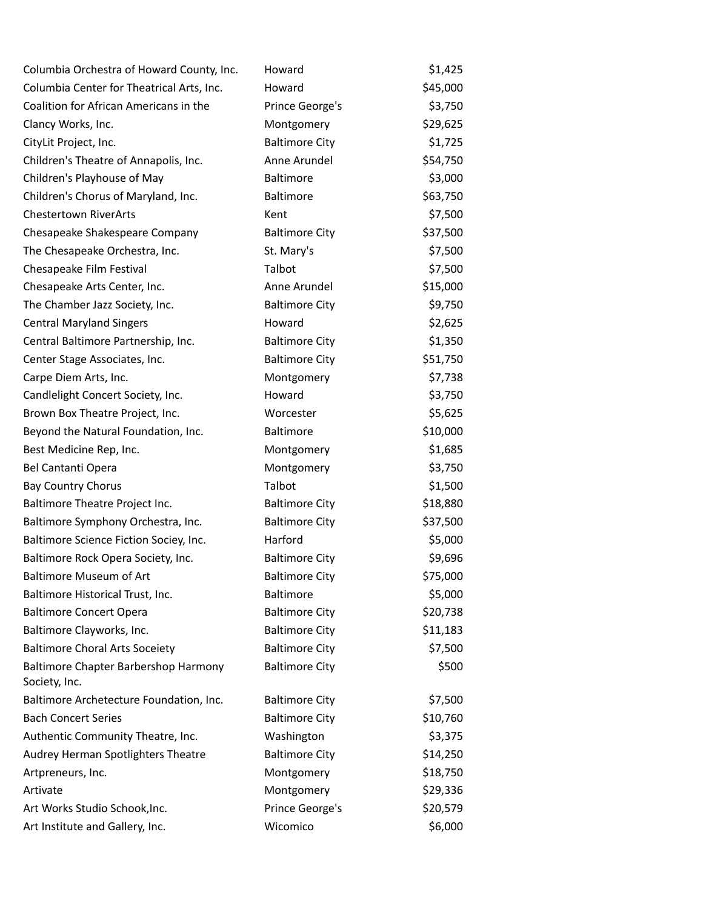| | | |
|---|---|---|
| Columbia Orchestra of Howard County, Inc. | Howard | $1,425 |
| Columbia Center for Theatrical Arts, Inc. | Howard | $45,000 |
| Coalition for African Americans in the | Prince George's | $3,750 |
| Clancy Works, Inc. | Montgomery | $29,625 |
| CityLit Project, Inc. | Baltimore City | $1,725 |
| Children's Theatre of Annapolis, Inc. | Anne Arundel | $54,750 |
| Children's Playhouse of May | Baltimore | $3,000 |
| Children's Chorus of Maryland, Inc. | Baltimore | $63,750 |
| Chestertown RiverArts | Kent | $7,500 |
| Chesapeake Shakespeare Company | Baltimore City | $37,500 |
| The Chesapeake Orchestra, Inc. | St. Mary's | $7,500 |
| Chesapeake Film Festival | Talbot | $7,500 |
| Chesapeake Arts Center, Inc. | Anne Arundel | $15,000 |
| The Chamber Jazz Society, Inc. | Baltimore City | $9,750 |
| Central Maryland Singers | Howard | $2,625 |
| Central Baltimore Partnership, Inc. | Baltimore City | $1,350 |
| Center Stage Associates, Inc. | Baltimore City | $51,750 |
| Carpe Diem Arts, Inc. | Montgomery | $7,738 |
| Candlelight Concert Society, Inc. | Howard | $3,750 |
| Brown Box Theatre Project, Inc. | Worcester | $5,625 |
| Beyond the Natural Foundation, Inc. | Baltimore | $10,000 |
| Best Medicine Rep, Inc. | Montgomery | $1,685 |
| Bel Cantanti Opera | Montgomery | $3,750 |
| Bay Country Chorus | Talbot | $1,500 |
| Baltimore Theatre Project Inc. | Baltimore City | $18,880 |
| Baltimore Symphony Orchestra, Inc. | Baltimore City | $37,500 |
| Baltimore Science Fiction Sociey, Inc. | Harford | $5,000 |
| Baltimore Rock Opera Society, Inc. | Baltimore City | $9,696 |
| Baltimore Museum of Art | Baltimore City | $75,000 |
| Baltimore Historical Trust, Inc. | Baltimore | $5,000 |
| Baltimore Concert Opera | Baltimore City | $20,738 |
| Baltimore Clayworks, Inc. | Baltimore City | $11,183 |
| Baltimore Choral Arts Soceiety | Baltimore City | $7,500 |
| Baltimore Chapter Barbershop Harmony Society, Inc. | Baltimore City | $500 |
| Baltimore Archetecture Foundation, Inc. | Baltimore City | $7,500 |
| Bach Concert Series | Baltimore City | $10,760 |
| Authentic Community Theatre, Inc. | Washington | $3,375 |
| Audrey Herman Spotlighters Theatre | Baltimore City | $14,250 |
| Artpreneurs, Inc. | Montgomery | $18,750 |
| Artivate | Montgomery | $29,336 |
| Art Works Studio Schook,Inc. | Prince George's | $20,579 |
| Art Institute and Gallery, Inc. | Wicomico | $6,000 |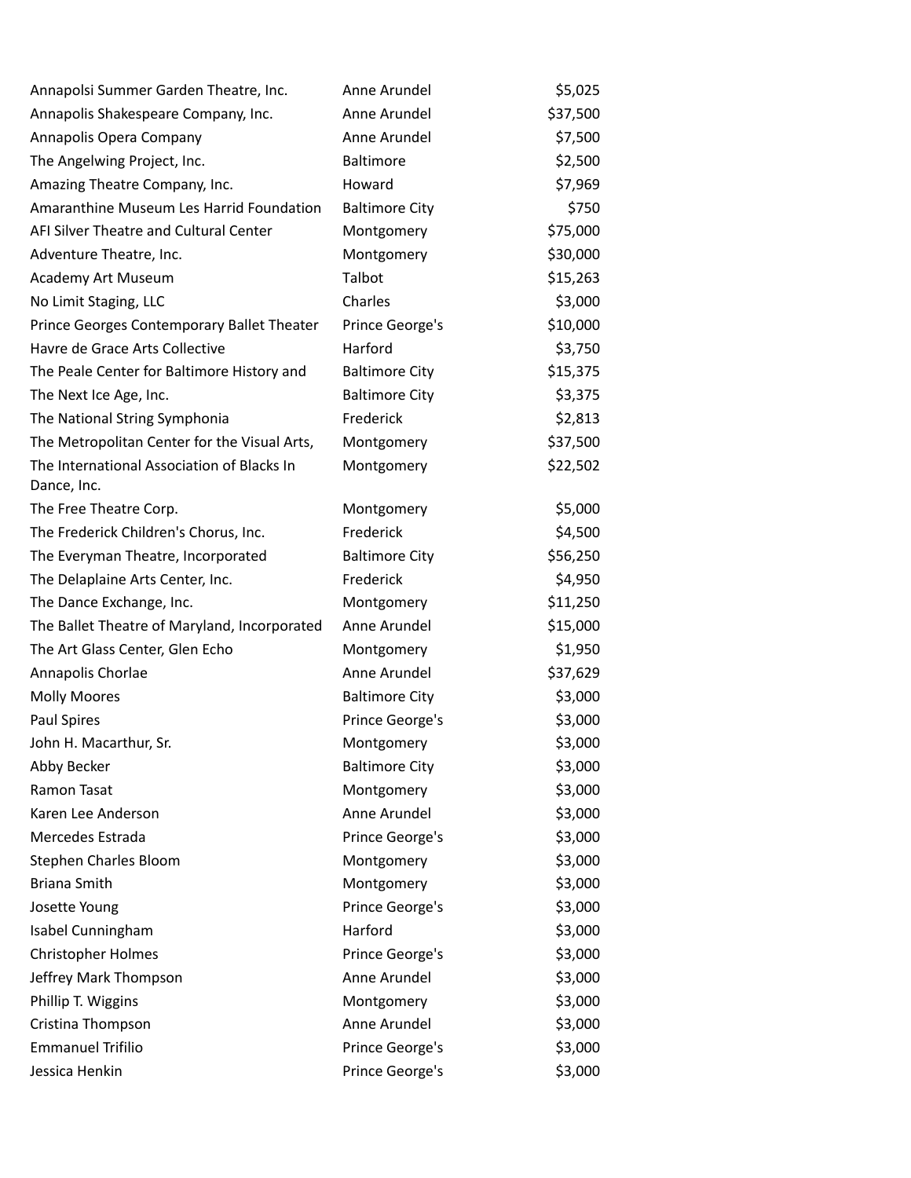| | | |
|---|---|---|
| Annapolsi Summer Garden Theatre, Inc. | Anne Arundel | $5,025 |
| Annapolis Shakespeare Company, Inc. | Anne Arundel | $37,500 |
| Annapolis Opera Company | Anne Arundel | $7,500 |
| The Angelwing Project, Inc. | Baltimore | $2,500 |
| Amazing Theatre Company, Inc. | Howard | $7,969 |
| Amaranthine Museum Les Harrid Foundation | Baltimore City | $750 |
| AFI Silver Theatre and Cultural Center | Montgomery | $75,000 |
| Adventure Theatre, Inc. | Montgomery | $30,000 |
| Academy Art Museum | Talbot | $15,263 |
| No Limit Staging, LLC | Charles | $3,000 |
| Prince Georges Contemporary Ballet Theater | Prince George's | $10,000 |
| Havre de Grace Arts Collective | Harford | $3,750 |
| The Peale Center for Baltimore History and | Baltimore City | $15,375 |
| The Next Ice Age, Inc. | Baltimore City | $3,375 |
| The National String Symphonia | Frederick | $2,813 |
| The Metropolitan Center for the Visual Arts, | Montgomery | $37,500 |
| The International Association of Blacks In Dance, Inc. | Montgomery | $22,502 |
| The Free Theatre Corp. | Montgomery | $5,000 |
| The Frederick Children's Chorus, Inc. | Frederick | $4,500 |
| The Everyman Theatre, Incorporated | Baltimore City | $56,250 |
| The Delaplaine Arts Center, Inc. | Frederick | $4,950 |
| The Dance Exchange, Inc. | Montgomery | $11,250 |
| The Ballet Theatre of Maryland, Incorporated | Anne Arundel | $15,000 |
| The Art Glass Center, Glen Echo | Montgomery | $1,950 |
| Annapolis Chorlae | Anne Arundel | $37,629 |
| Molly Moores | Baltimore City | $3,000 |
| Paul Spires | Prince George's | $3,000 |
| John H. Macarthur, Sr. | Montgomery | $3,000 |
| Abby Becker | Baltimore City | $3,000 |
| Ramon Tasat | Montgomery | $3,000 |
| Karen Lee Anderson | Anne Arundel | $3,000 |
| Mercedes Estrada | Prince George's | $3,000 |
| Stephen Charles Bloom | Montgomery | $3,000 |
| Briana Smith | Montgomery | $3,000 |
| Josette Young | Prince George's | $3,000 |
| Isabel Cunningham | Harford | $3,000 |
| Christopher Holmes | Prince George's | $3,000 |
| Jeffrey Mark Thompson | Anne Arundel | $3,000 |
| Phillip T. Wiggins | Montgomery | $3,000 |
| Cristina Thompson | Anne Arundel | $3,000 |
| Emmanuel Trifilio | Prince George's | $3,000 |
| Jessica Henkin | Prince George's | $3,000 |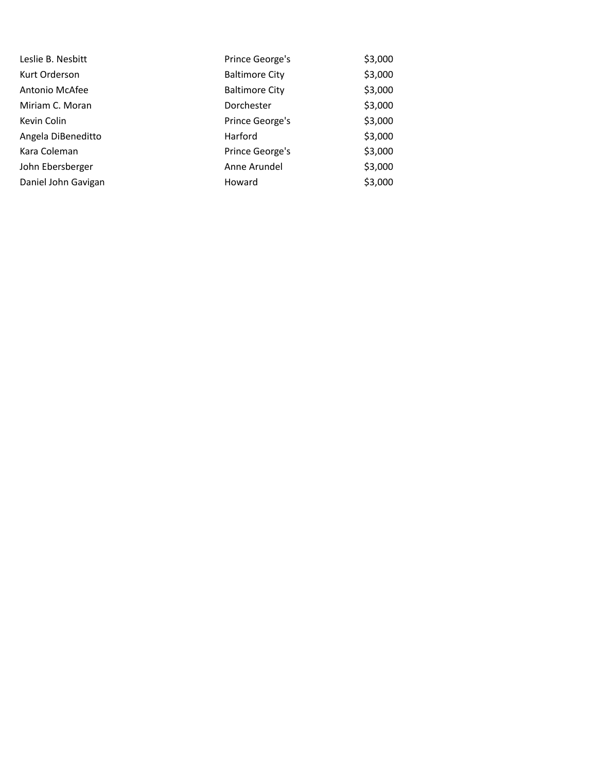| | | |
|---|---|---|
| Leslie B. Nesbitt | Prince George's | $3,000 |
| Kurt Orderson | Baltimore City | $3,000 |
| Antonio McAfee | Baltimore City | $3,000 |
| Miriam C. Moran | Dorchester | $3,000 |
| Kevin Colin | Prince George's | $3,000 |
| Angela DiBeneditto | Harford | $3,000 |
| Kara Coleman | Prince George's | $3,000 |
| John Ebersberger | Anne Arundel | $3,000 |
| Daniel John Gavigan | Howard | $3,000 |